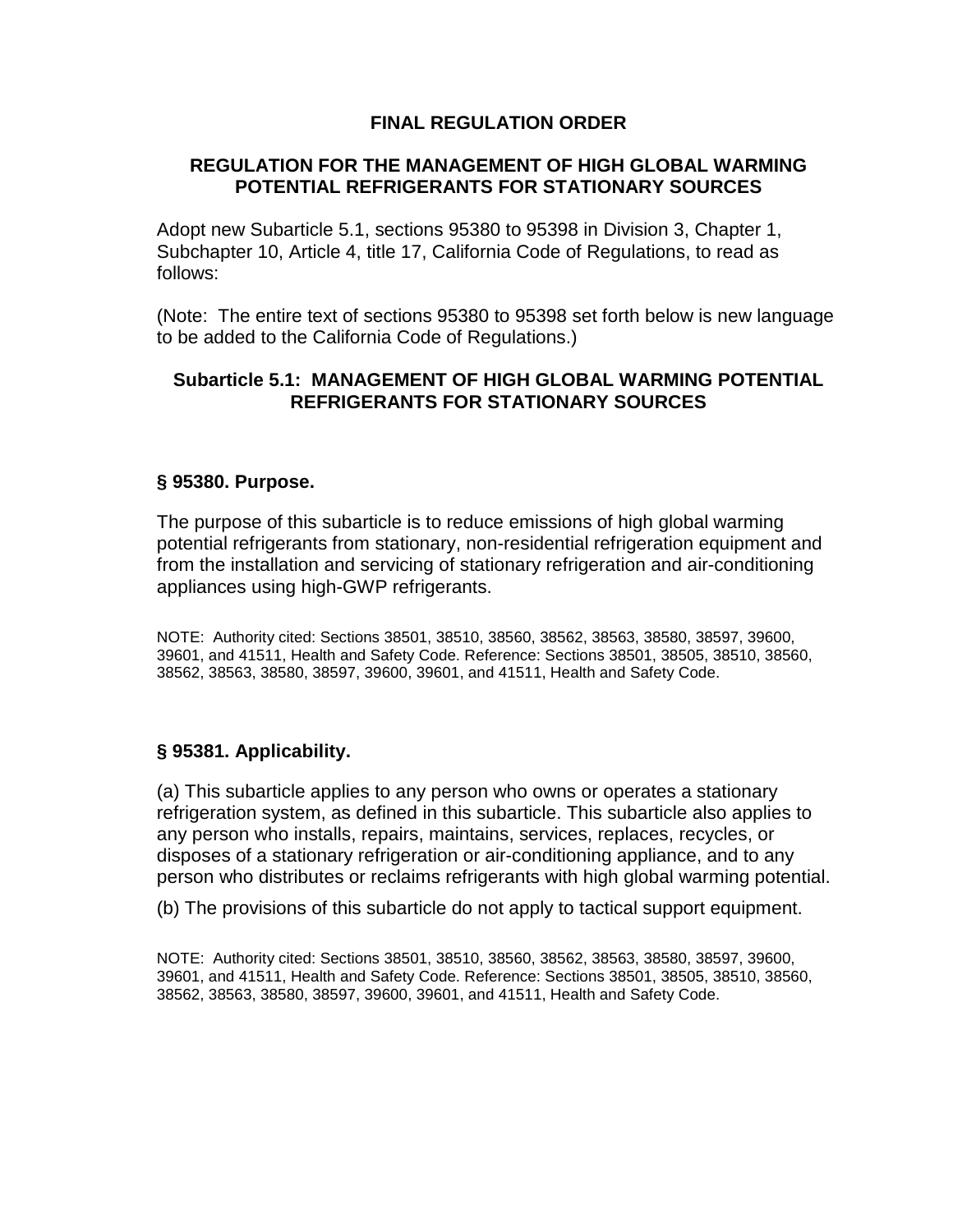# FINAL REGULATION ORDER

## REGULATION FOR THE MANAGEMENT OF HIGH GLOBAL WARMING POTENTIAL REFRIGERANTS FOR STATIONARY SOURCES

Adopt new Subarticle 5.1, sections 95380 to 95398 in Division 3, Chapter 1, Subchapter 10, Article 4, title 17, California Code of Regulations, to read as follows:

(Note: The entire text of sections 95380 to 95398 set forth below is new language to be added to the California Code of Regulations.)

## Subarticle 5.1: MANAGEMENT OF HIGH GLOBAL WARMING POTENTIAL REFRIGERANTS FOR STATIONARY SOURCES

### § 95380. Purpose.

The purpose of this subarticle is to reduce emissions of high global warming potential refrigerants from stationary, non-residential refrigeration equipment and from the installation and servicing of stationary refrigeration and air-conditioning appliances using high-GWP refrigerants.

NOTE: Authority cited: Sections 38501, 38510, 38560, 38562, 38563, 38580, 38597, 39600, 39601, and 41511, Health and Safety Code. Reference: Sections 38501, 38505, 38510, 38560, 38562, 38563, 38580, 38597, 39600, 39601, and 41511, Health and Safety Code.

### § 95381. Applicability.

(a) This subarticle applies to any person who owns or operates a stationary refrigeration system, as defined in this subarticle. This subarticle also applies to any person who installs, repairs, maintains, services, replaces, recycles, or disposes of a stationary refrigeration or air-conditioning appliance, and to any person who distributes or reclaims refrigerants with high global warming potential.

(b) The provisions of this subarticle do not apply to tactical support equipment.

NOTE: Authority cited: Sections 38501, 38510, 38560, 38562, 38563, 38580, 38597, 39600, 39601, and 41511, Health and Safety Code. Reference: Sections 38501, 38505, 38510, 38560, 38562, 38563, 38580, 38597, 39600, 39601, and 41511, Health and Safety Code.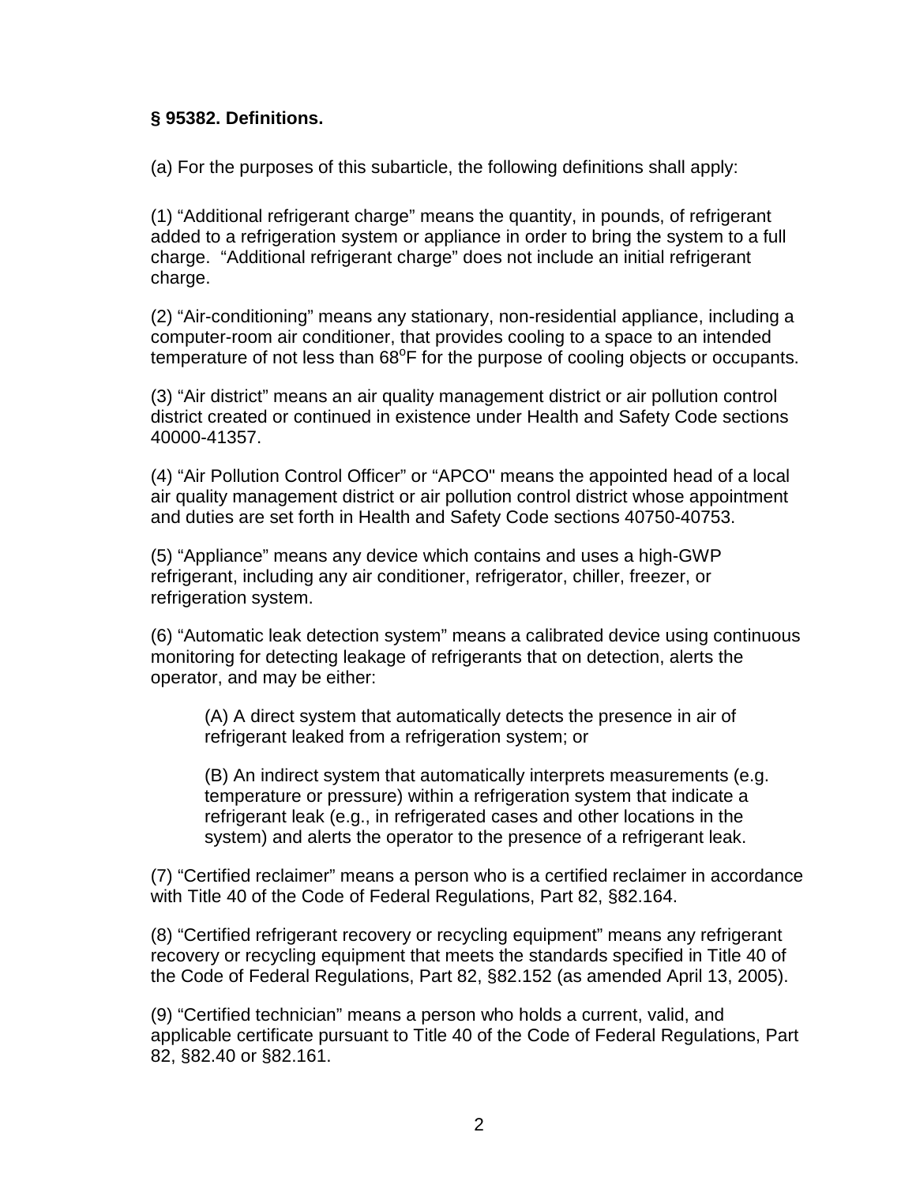### § 95382. Definitions.

(a) For the purposes of this subarticle, the following definitions shall apply:

(1) "Additional refrigerant charge" means the quantity, in pounds, of refrigerant added to a refrigeration system or appliance in order to bring the system to a full charge. "Additional refrigerant charge" does not include an initial refrigerant charge.

(2) "Air-conditioning" means any stationary, non-residential appliance, including a computer-room air conditioner, that provides cooling to a space to an intended temperature of not less than 68°F for the purpose of cooling objects or occupants.

(3) "Air district" means an air quality management district or air pollution control district created or continued in existence under Health and Safety Code sections 40000-41357.

(4) "Air Pollution Control Officer" or "APCO" means the appointed head of a local air quality management district or air pollution control district whose appointment and duties are set forth in Health and Safety Code sections 40750-40753.

(5) "Appliance" means any device which contains and uses a high-GWP refrigerant, including any air conditioner, refrigerator, chiller, freezer, or refrigeration system.

(6) "Automatic leak detection system" means a calibrated device using continuous monitoring for detecting leakage of refrigerants that on detection, alerts the operator, and may be either:

> (A) A direct system that automatically detects the presence in air of refrigerant leaked from a refrigeration system; or
>
> (B) An indirect system that automatically interprets measurements (e.g. temperature or pressure) within a refrigeration system that indicate a refrigerant leak (e.g., in refrigerated cases and other locations in the system) and alerts the operator to the presence of a refrigerant leak.

(7) "Certified reclaimer" means a person who is a certified reclaimer in accordance with Title 40 of the Code of Federal Regulations, Part 82, §82.164.

(8) "Certified refrigerant recovery or recycling equipment" means any refrigerant recovery or recycling equipment that meets the standards specified in Title 40 of the Code of Federal Regulations, Part 82, §82.152 (as amended April 13, 2005).

(9) "Certified technician" means a person who holds a current, valid, and applicable certificate pursuant to Title 40 of the Code of Federal Regulations, Part 82, §82.40 or §82.161.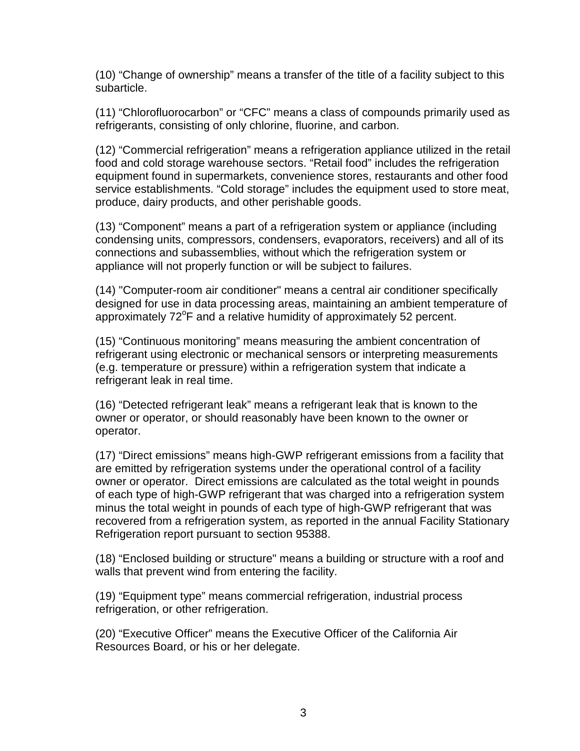(10) “Change of ownership” means a transfer of the title of a facility subject to this subarticle.

(11) “Chlorofluorocarbon” or “CFC” means a class of compounds primarily used as refrigerants, consisting of only chlorine, fluorine, and carbon.

(12) “Commercial refrigeration” means a refrigeration appliance utilized in the retail food and cold storage warehouse sectors. “Retail food” includes the refrigeration equipment found in supermarkets, convenience stores, restaurants and other food service establishments. “Cold storage” includes the equipment used to store meat, produce, dairy products, and other perishable goods.

(13) “Component” means a part of a refrigeration system or appliance (including condensing units, compressors, condensers, evaporators, receivers) and all of its connections and subassemblies, without which the refrigeration system or appliance will not properly function or will be subject to failures.

(14) "Computer-room air conditioner" means a central air conditioner specifically designed for use in data processing areas, maintaining an ambient temperature of approximately $72^{o}$F and a relative humidity of approximately 52 percent.

(15) “Continuous monitoring” means measuring the ambient concentration of refrigerant using electronic or mechanical sensors or interpreting measurements (e.g. temperature or pressure) within a refrigeration system that indicate a refrigerant leak in real time.

(16) “Detected refrigerant leak” means a refrigerant leak that is known to the owner or operator, or should reasonably have been known to the owner or operator.

(17) “Direct emissions” means high-GWP refrigerant emissions from a facility that are emitted by refrigeration systems under the operational control of a facility owner or operator. Direct emissions are calculated as the total weight in pounds of each type of high-GWP refrigerant that was charged into a refrigeration system minus the total weight in pounds of each type of high-GWP refrigerant that was recovered from a refrigeration system, as reported in the annual Facility Stationary Refrigeration report pursuant to section 95388.

(18) “Enclosed building or structure" means a building or structure with a roof and walls that prevent wind from entering the facility.

(19) “Equipment type” means commercial refrigeration, industrial process refrigeration, or other refrigeration.

(20) “Executive Officer” means the Executive Officer of the California Air Resources Board, or his or her delegate.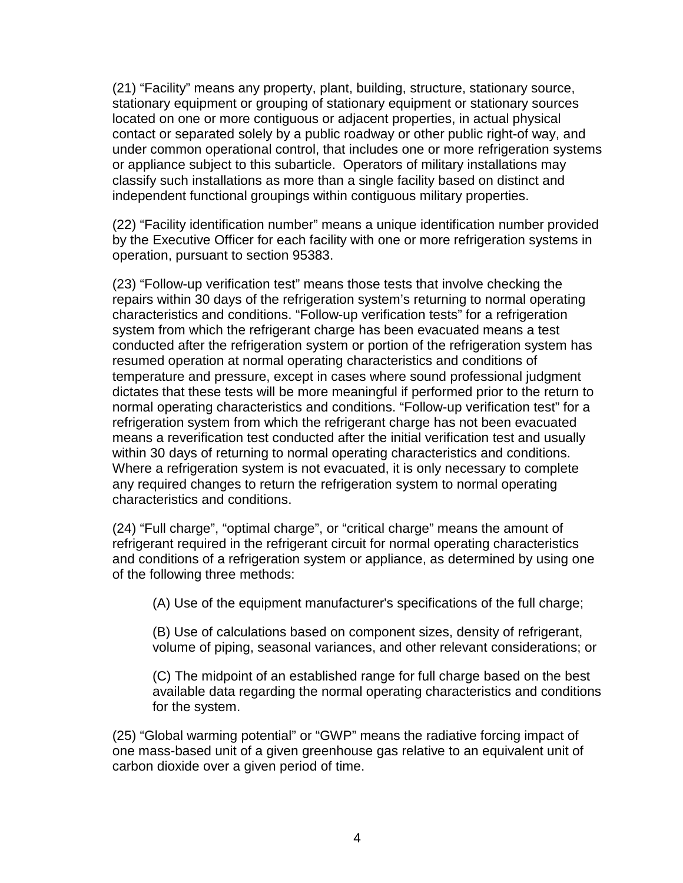(21) “Facility” means any property, plant, building, structure, stationary source, stationary equipment or grouping of stationary equipment or stationary sources located on one or more contiguous or adjacent properties, in actual physical contact or separated solely by a public roadway or other public right-of way, and under common operational control, that includes one or more refrigeration systems or appliance subject to this subarticle. Operators of military installations may classify such installations as more than a single facility based on distinct and independent functional groupings within contiguous military properties.

(22) “Facility identification number” means a unique identification number provided by the Executive Officer for each facility with one or more refrigeration systems in operation, pursuant to section 95383.

(23) “Follow-up verification test” means those tests that involve checking the repairs within 30 days of the refrigeration system’s returning to normal operating characteristics and conditions. “Follow-up verification tests” for a refrigeration system from which the refrigerant charge has been evacuated means a test conducted after the refrigeration system or portion of the refrigeration system has resumed operation at normal operating characteristics and conditions of temperature and pressure, except in cases where sound professional judgment dictates that these tests will be more meaningful if performed prior to the return to normal operating characteristics and conditions. “Follow-up verification test” for a refrigeration system from which the refrigerant charge has not been evacuated means a reverification test conducted after the initial verification test and usually within 30 days of returning to normal operating characteristics and conditions. Where a refrigeration system is not evacuated, it is only necessary to complete any required changes to return the refrigeration system to normal operating characteristics and conditions.

(24) “Full charge”, “optimal charge”, or “critical charge” means the amount of refrigerant required in the refrigerant circuit for normal operating characteristics and conditions of a refrigeration system or appliance, as determined by using one of the following three methods:

(A) Use of the equipment manufacturer's specifications of the full charge;

(B) Use of calculations based on component sizes, density of refrigerant, volume of piping, seasonal variances, and other relevant considerations; or

(C) The midpoint of an established range for full charge based on the best available data regarding the normal operating characteristics and conditions for the system.

(25) “Global warming potential” or “GWP” means the radiative forcing impact of one mass-based unit of a given greenhouse gas relative to an equivalent unit of carbon dioxide over a given period of time.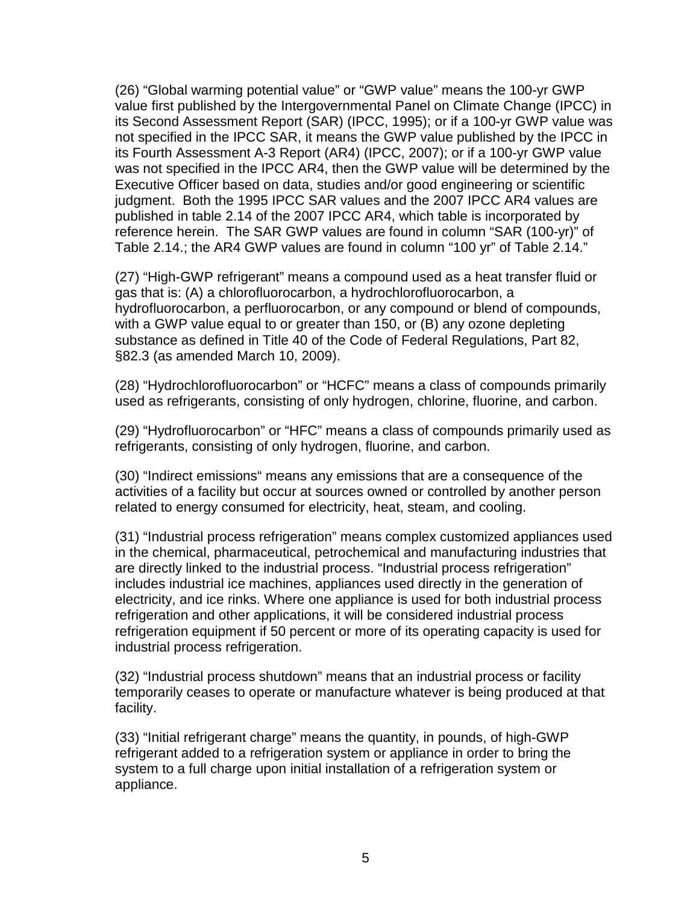(26) “Global warming potential value” or “GWP value” means the 100-yr GWP value first published by the Intergovernmental Panel on Climate Change (IPCC) in its Second Assessment Report (SAR) (IPCC, 1995); or if a 100-yr GWP value was not specified in the IPCC SAR, it means the GWP value published by the IPCC in its Fourth Assessment A-3 Report (AR4) (IPCC, 2007); or if a 100-yr GWP value was not specified in the IPCC AR4, then the GWP value will be determined by the Executive Officer based on data, studies and/or good engineering or scientific judgment. Both the 1995 IPCC SAR values and the 2007 IPCC AR4 values are published in table 2.14 of the 2007 IPCC AR4, which table is incorporated by reference herein. The SAR GWP values are found in column “SAR (100-yr)” of Table 2.14.; the AR4 GWP values are found in column “100 yr” of Table 2.14.”

(27) “High-GWP refrigerant” means a compound used as a heat transfer fluid or gas that is: (A) a chlorofluorocarbon, a hydrochlorofluorocarbon, a hydrofluorocarbon, a perfluorocarbon, or any compound or blend of compounds, with a GWP value equal to or greater than 150, or (B) any ozone depleting substance as defined in Title 40 of the Code of Federal Regulations, Part 82, §82.3 (as amended March 10, 2009).

(28) “Hydrochlorofluorocarbon” or “HCFC” means a class of compounds primarily used as refrigerants, consisting of only hydrogen, chlorine, fluorine, and carbon.

(29) “Hydrofluorocarbon” or “HFC” means a class of compounds primarily used as refrigerants, consisting of only hydrogen, fluorine, and carbon.

(30) “Indirect emissions“ means any emissions that are a consequence of the activities of a facility but occur at sources owned or controlled by another person related to energy consumed for electricity, heat, steam, and cooling.

(31) “Industrial process refrigeration” means complex customized appliances used in the chemical, pharmaceutical, petrochemical and manufacturing industries that are directly linked to the industrial process. “Industrial process refrigeration” includes industrial ice machines, appliances used directly in the generation of electricity, and ice rinks. Where one appliance is used for both industrial process refrigeration and other applications, it will be considered industrial process refrigeration equipment if 50 percent or more of its operating capacity is used for industrial process refrigeration.

(32) “Industrial process shutdown” means that an industrial process or facility temporarily ceases to operate or manufacture whatever is being produced at that facility.

(33) “Initial refrigerant charge” means the quantity, in pounds, of high-GWP refrigerant added to a refrigeration system or appliance in order to bring the system to a full charge upon initial installation of a refrigeration system or appliance.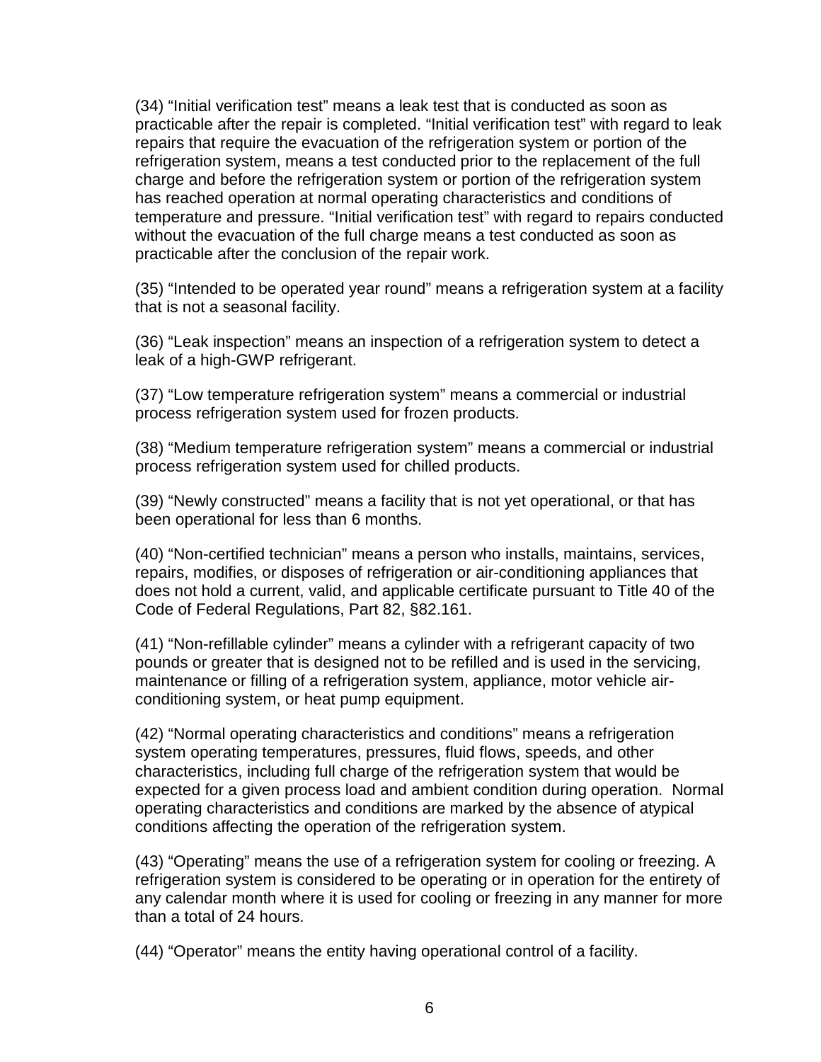(34) “Initial verification test” means a leak test that is conducted as soon as practicable after the repair is completed. “Initial verification test” with regard to leak repairs that require the evacuation of the refrigeration system or portion of the refrigeration system, means a test conducted prior to the replacement of the full charge and before the refrigeration system or portion of the refrigeration system has reached operation at normal operating characteristics and conditions of temperature and pressure. “Initial verification test” with regard to repairs conducted without the evacuation of the full charge means a test conducted as soon as practicable after the conclusion of the repair work.

(35) “Intended to be operated year round” means a refrigeration system at a facility that is not a seasonal facility.

(36) “Leak inspection” means an inspection of a refrigeration system to detect a leak of a high-GWP refrigerant.

(37) “Low temperature refrigeration system” means a commercial or industrial process refrigeration system used for frozen products.

(38) “Medium temperature refrigeration system” means a commercial or industrial process refrigeration system used for chilled products.

(39) “Newly constructed” means a facility that is not yet operational, or that has been operational for less than 6 months.

(40) “Non-certified technician” means a person who installs, maintains, services, repairs, modifies, or disposes of refrigeration or air-conditioning appliances that does not hold a current, valid, and applicable certificate pursuant to Title 40 of the Code of Federal Regulations, Part 82, §82.161.

(41) “Non-refillable cylinder” means a cylinder with a refrigerant capacity of two pounds or greater that is designed not to be refilled and is used in the servicing, maintenance or filling of a refrigeration system, appliance, motor vehicle air-conditioning system, or heat pump equipment.

(42) “Normal operating characteristics and conditions” means a refrigeration system operating temperatures, pressures, fluid flows, speeds, and other characteristics, including full charge of the refrigeration system that would be expected for a given process load and ambient condition during operation. Normal operating characteristics and conditions are marked by the absence of atypical conditions affecting the operation of the refrigeration system.

(43) “Operating” means the use of a refrigeration system for cooling or freezing. A refrigeration system is considered to be operating or in operation for the entirety of any calendar month where it is used for cooling or freezing in any manner for more than a total of 24 hours.

(44) “Operator” means the entity having operational control of a facility.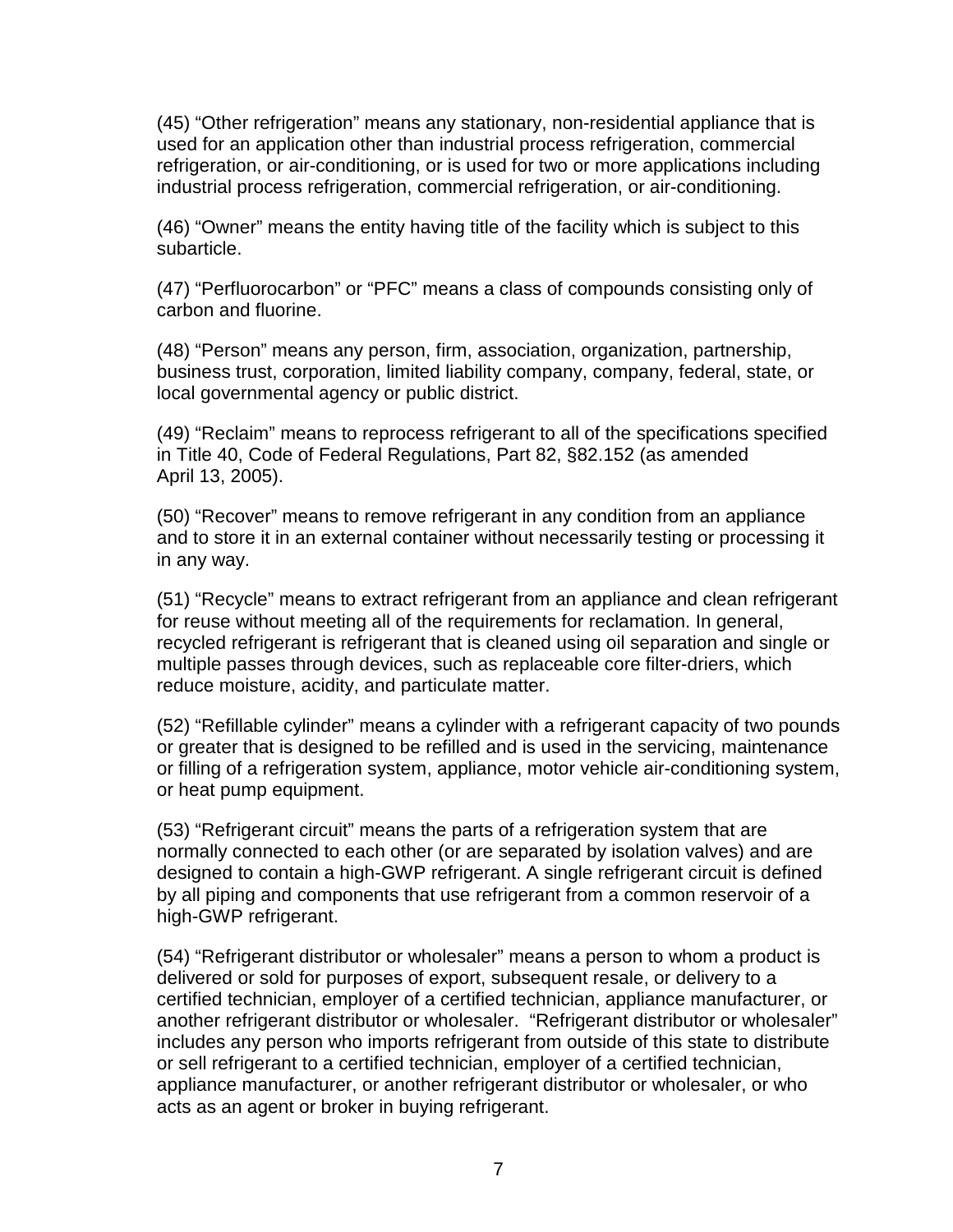(45) “Other refrigeration” means any stationary, non-residential appliance that is used for an application other than industrial process refrigeration, commercial refrigeration, or air-conditioning, or is used for two or more applications including industrial process refrigeration, commercial refrigeration, or air-conditioning.

(46) “Owner” means the entity having title of the facility which is subject to this subarticle.

(47) “Perfluorocarbon” or “PFC” means a class of compounds consisting only of carbon and fluorine.

(48) “Person” means any person, firm, association, organization, partnership, business trust, corporation, limited liability company, company, federal, state, or local governmental agency or public district.

(49) “Reclaim” means to reprocess refrigerant to all of the specifications specified in Title 40, Code of Federal Regulations, Part 82, §82.152 (as amended April 13, 2005).

(50) “Recover” means to remove refrigerant in any condition from an appliance and to store it in an external container without necessarily testing or processing it in any way.

(51) “Recycle” means to extract refrigerant from an appliance and clean refrigerant for reuse without meeting all of the requirements for reclamation. In general, recycled refrigerant is refrigerant that is cleaned using oil separation and single or multiple passes through devices, such as replaceable core filter-driers, which reduce moisture, acidity, and particulate matter.

(52) “Refillable cylinder” means a cylinder with a refrigerant capacity of two pounds or greater that is designed to be refilled and is used in the servicing, maintenance or filling of a refrigeration system, appliance, motor vehicle air-conditioning system, or heat pump equipment.

(53) “Refrigerant circuit” means the parts of a refrigeration system that are normally connected to each other (or are separated by isolation valves) and are designed to contain a high-GWP refrigerant. A single refrigerant circuit is defined by all piping and components that use refrigerant from a common reservoir of a high-GWP refrigerant.

(54) “Refrigerant distributor or wholesaler” means a person to whom a product is delivered or sold for purposes of export, subsequent resale, or delivery to a certified technician, employer of a certified technician, appliance manufacturer, or another refrigerant distributor or wholesaler. “Refrigerant distributor or wholesaler” includes any person who imports refrigerant from outside of this state to distribute or sell refrigerant to a certified technician, employer of a certified technician, appliance manufacturer, or another refrigerant distributor or wholesaler, or who acts as an agent or broker in buying refrigerant.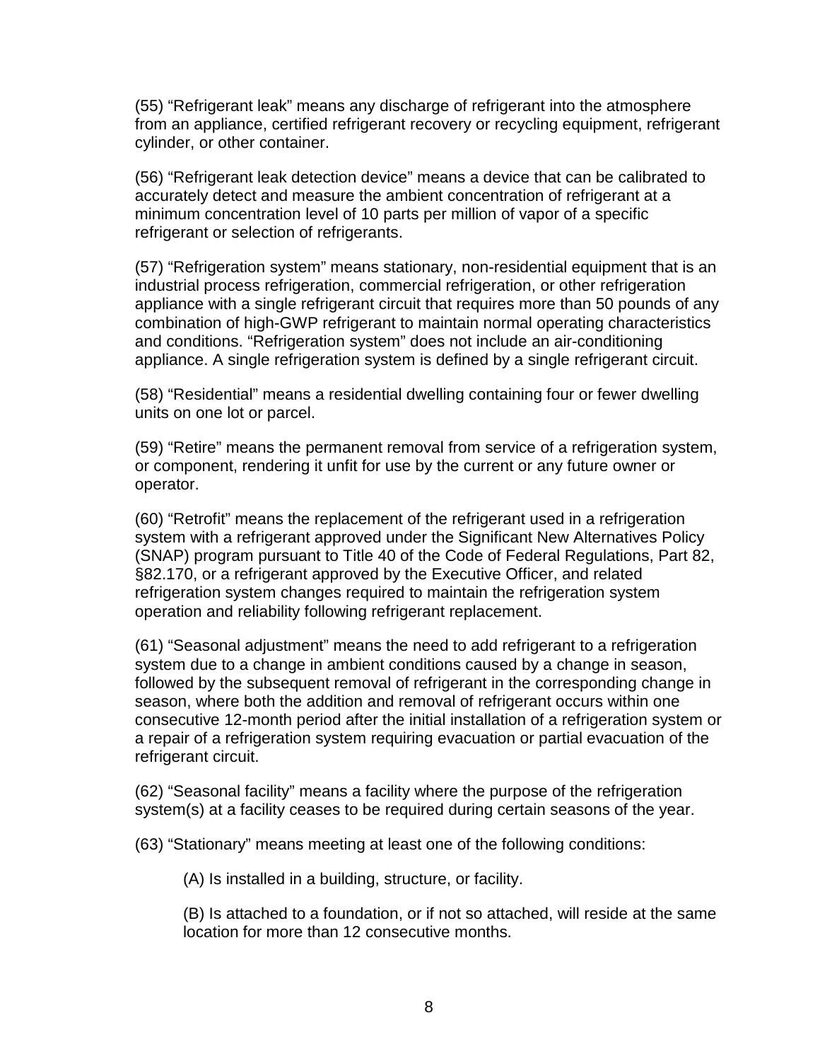(55) “Refrigerant leak” means any discharge of refrigerant into the atmosphere from an appliance, certified refrigerant recovery or recycling equipment, refrigerant cylinder, or other container.

(56) “Refrigerant leak detection device” means a device that can be calibrated to accurately detect and measure the ambient concentration of refrigerant at a minimum concentration level of 10 parts per million of vapor of a specific refrigerant or selection of refrigerants.

(57) “Refrigeration system” means stationary, non-residential equipment that is an industrial process refrigeration, commercial refrigeration, or other refrigeration appliance with a single refrigerant circuit that requires more than 50 pounds of any combination of high-GWP refrigerant to maintain normal operating characteristics and conditions. “Refrigeration system” does not include an air-conditioning appliance. A single refrigeration system is defined by a single refrigerant circuit.

(58) “Residential” means a residential dwelling containing four or fewer dwelling units on one lot or parcel.

(59) “Retire” means the permanent removal from service of a refrigeration system, or component, rendering it unfit for use by the current or any future owner or operator.

(60) “Retrofit” means the replacement of the refrigerant used in a refrigeration system with a refrigerant approved under the Significant New Alternatives Policy (SNAP) program pursuant to Title 40 of the Code of Federal Regulations, Part 82, §82.170, or a refrigerant approved by the Executive Officer, and related refrigeration system changes required to maintain the refrigeration system operation and reliability following refrigerant replacement.

(61) “Seasonal adjustment” means the need to add refrigerant to a refrigeration system due to a change in ambient conditions caused by a change in season, followed by the subsequent removal of refrigerant in the corresponding change in season, where both the addition and removal of refrigerant occurs within one consecutive 12-month period after the initial installation of a refrigeration system or a repair of a refrigeration system requiring evacuation or partial evacuation of the refrigerant circuit.

(62) “Seasonal facility” means a facility where the purpose of the refrigeration system(s) at a facility ceases to be required during certain seasons of the year.

(63) “Stationary” means meeting at least one of the following conditions:

(A) Is installed in a building, structure, or facility.

(B) Is attached to a foundation, or if not so attached, will reside at the same location for more than 12 consecutive months.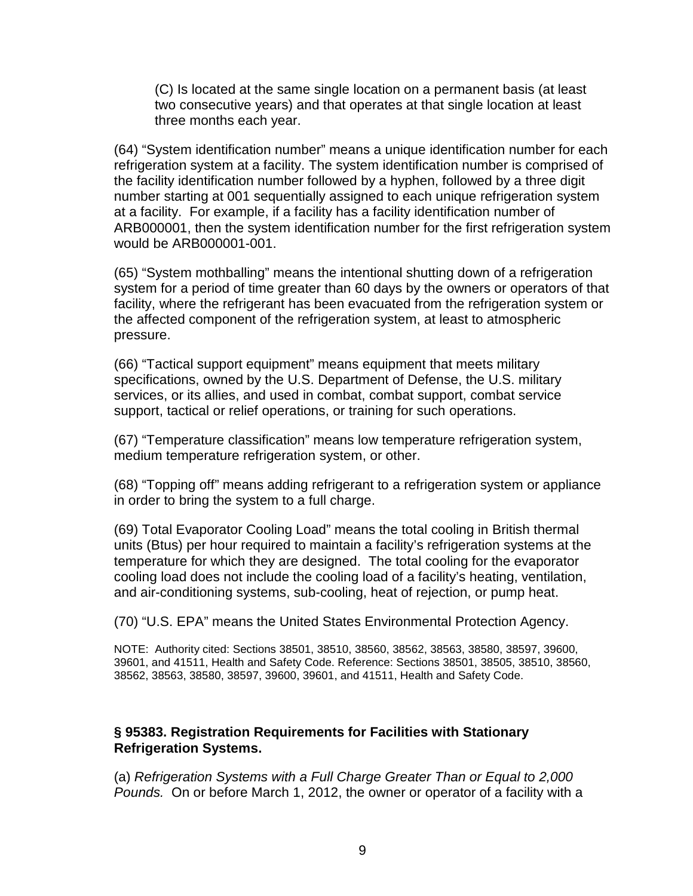(C) Is located at the same single location on a permanent basis (at least two consecutive years) and that operates at that single location at least three months each year.

(64) “System identification number” means a unique identification number for each refrigeration system at a facility. The system identification number is comprised of the facility identification number followed by a hyphen, followed by a three digit number starting at 001 sequentially assigned to each unique refrigeration system at a facility. For example, if a facility has a facility identification number of ARB000001, then the system identification number for the first refrigeration system would be ARB000001-001.

(65) “System mothballing” means the intentional shutting down of a refrigeration system for a period of time greater than 60 days by the owners or operators of that facility, where the refrigerant has been evacuated from the refrigeration system or the affected component of the refrigeration system, at least to atmospheric pressure.

(66) “Tactical support equipment” means equipment that meets military specifications, owned by the U.S. Department of Defense, the U.S. military services, or its allies, and used in combat, combat support, combat service support, tactical or relief operations, or training for such operations.

(67) “Temperature classification” means low temperature refrigeration system, medium temperature refrigeration system, or other.

(68) “Topping off” means adding refrigerant to a refrigeration system or appliance in order to bring the system to a full charge.

(69) Total Evaporator Cooling Load” means the total cooling in British thermal units (Btus) per hour required to maintain a facility’s refrigeration systems at the temperature for which they are designed. The total cooling for the evaporator cooling load does not include the cooling load of a facility’s heating, ventilation, and air-conditioning systems, sub-cooling, heat of rejection, or pump heat.

(70) “U.S. EPA” means the United States Environmental Protection Agency.

NOTE: Authority cited: Sections 38501, 38510, 38560, 38562, 38563, 38580, 38597, 39600, 39601, and 41511, Health and Safety Code. Reference: Sections 38501, 38505, 38510, 38560, 38562, 38563, 38580, 38597, 39600, 39601, and 41511, Health and Safety Code.

### § 95383. Registration Requirements for Facilities with Stationary Refrigeration Systems.

(a) *Refrigeration Systems with a Full Charge Greater Than or Equal to 2,000 Pounds.* On or before March 1, 2012, the owner or operator of a facility with a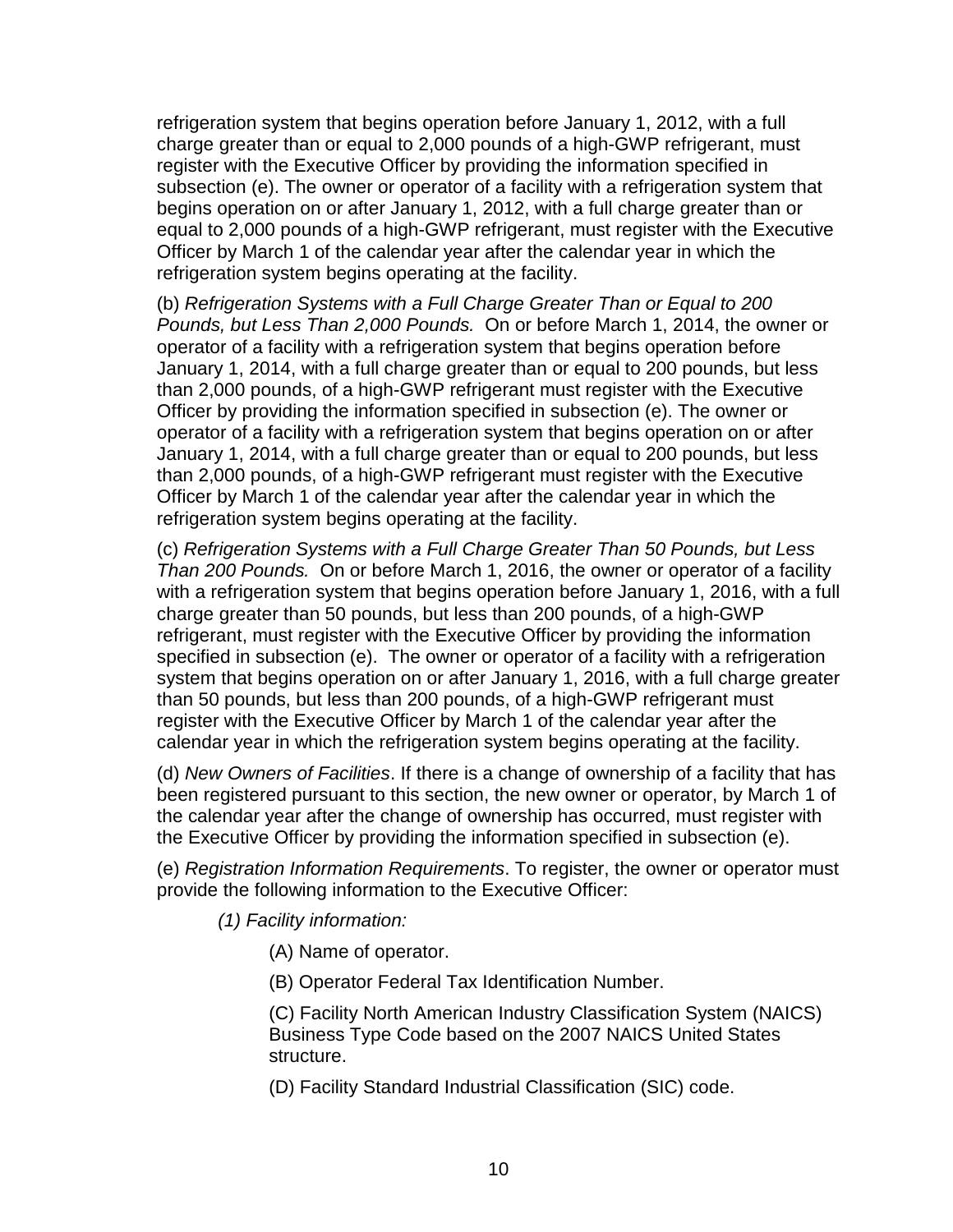refrigeration system that begins operation before January 1, 2012, with a full charge greater than or equal to 2,000 pounds of a high-GWP refrigerant, must register with the Executive Officer by providing the information specified in subsection (e). The owner or operator of a facility with a refrigeration system that begins operation on or after January 1, 2012, with a full charge greater than or equal to 2,000 pounds of a high-GWP refrigerant, must register with the Executive Officer by March 1 of the calendar year after the calendar year in which the refrigeration system begins operating at the facility.

(b) *Refrigeration Systems with a Full Charge Greater Than or Equal to 200 Pounds, but Less Than 2,000 Pounds.* On or before March 1, 2014, the owner or operator of a facility with a refrigeration system that begins operation before January 1, 2014, with a full charge greater than or equal to 200 pounds, but less than 2,000 pounds, of a high-GWP refrigerant must register with the Executive Officer by providing the information specified in subsection (e). The owner or operator of a facility with a refrigeration system that begins operation on or after January 1, 2014, with a full charge greater than or equal to 200 pounds, but less than 2,000 pounds, of a high-GWP refrigerant must register with the Executive Officer by March 1 of the calendar year after the calendar year in which the refrigeration system begins operating at the facility.

(c) *Refrigeration Systems with a Full Charge Greater Than 50 Pounds, but Less Than 200 Pounds.* On or before March 1, 2016, the owner or operator of a facility with a refrigeration system that begins operation before January 1, 2016, with a full charge greater than 50 pounds, but less than 200 pounds, of a high-GWP refrigerant, must register with the Executive Officer by providing the information specified in subsection (e). The owner or operator of a facility with a refrigeration system that begins operation on or after January 1, 2016, with a full charge greater than 50 pounds, but less than 200 pounds, of a high-GWP refrigerant must register with the Executive Officer by March 1 of the calendar year after the calendar year in which the refrigeration system begins operating at the facility.

(d) *New Owners of Facilities*. If there is a change of ownership of a facility that has been registered pursuant to this section, the new owner or operator, by March 1 of the calendar year after the change of ownership has occurred, must register with the Executive Officer by providing the information specified in subsection (e).

(e) *Registration Information Requirements*. To register, the owner or operator must provide the following information to the Executive Officer:

*(1) Facility information:*

(A) Name of operator.

(B) Operator Federal Tax Identification Number.

(C) Facility North American Industry Classification System (NAICS) Business Type Code based on the 2007 NAICS United States structure.

(D) Facility Standard Industrial Classification (SIC) code.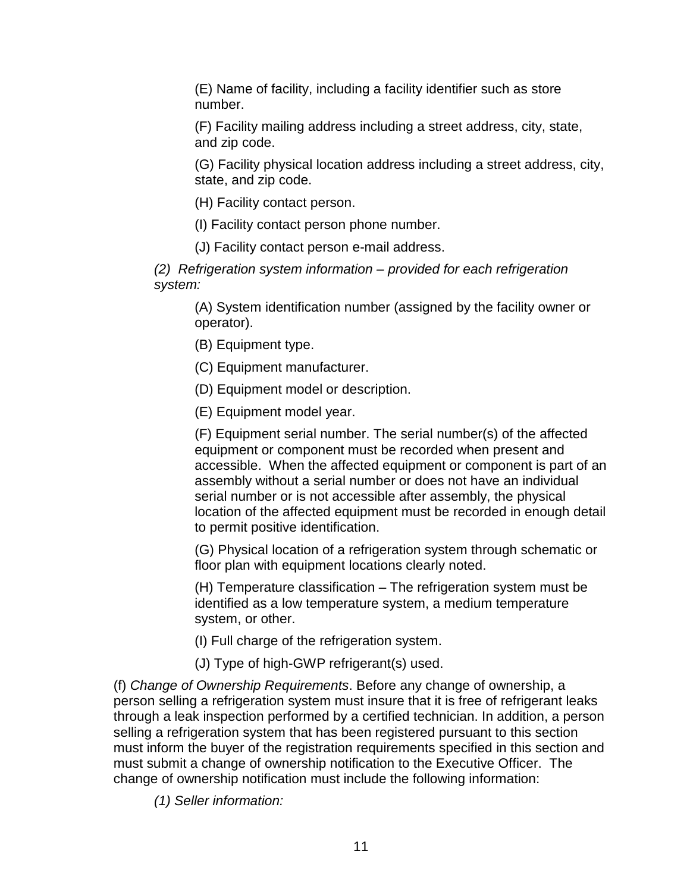(E) Name of facility, including a facility identifier such as store number.

(F) Facility mailing address including a street address, city, state, and zip code.

(G) Facility physical location address including a street address, city, state, and zip code.

(H) Facility contact person.

(I) Facility contact person phone number.

(J) Facility contact person e-mail address.

*(2) Refrigeration system information – provided for each refrigeration system:*

(A) System identification number (assigned by the facility owner or operator).

(B) Equipment type.

(C) Equipment manufacturer.

(D) Equipment model or description.

(E) Equipment model year.

(F) Equipment serial number. The serial number(s) of the affected equipment or component must be recorded when present and accessible. When the affected equipment or component is part of an assembly without a serial number or does not have an individual serial number or is not accessible after assembly, the physical location of the affected equipment must be recorded in enough detail to permit positive identification.

(G) Physical location of a refrigeration system through schematic or floor plan with equipment locations clearly noted.

(H) Temperature classification – The refrigeration system must be identified as a low temperature system, a medium temperature system, or other.

(I) Full charge of the refrigeration system.

(J) Type of high-GWP refrigerant(s) used.

(f) *Change of Ownership Requirements*. Before any change of ownership, a person selling a refrigeration system must insure that it is free of refrigerant leaks through a leak inspection performed by a certified technician. In addition, a person selling a refrigeration system that has been registered pursuant to this section must inform the buyer of the registration requirements specified in this section and must submit a change of ownership notification to the Executive Officer. The change of ownership notification must include the following information:

*(1) Seller information:*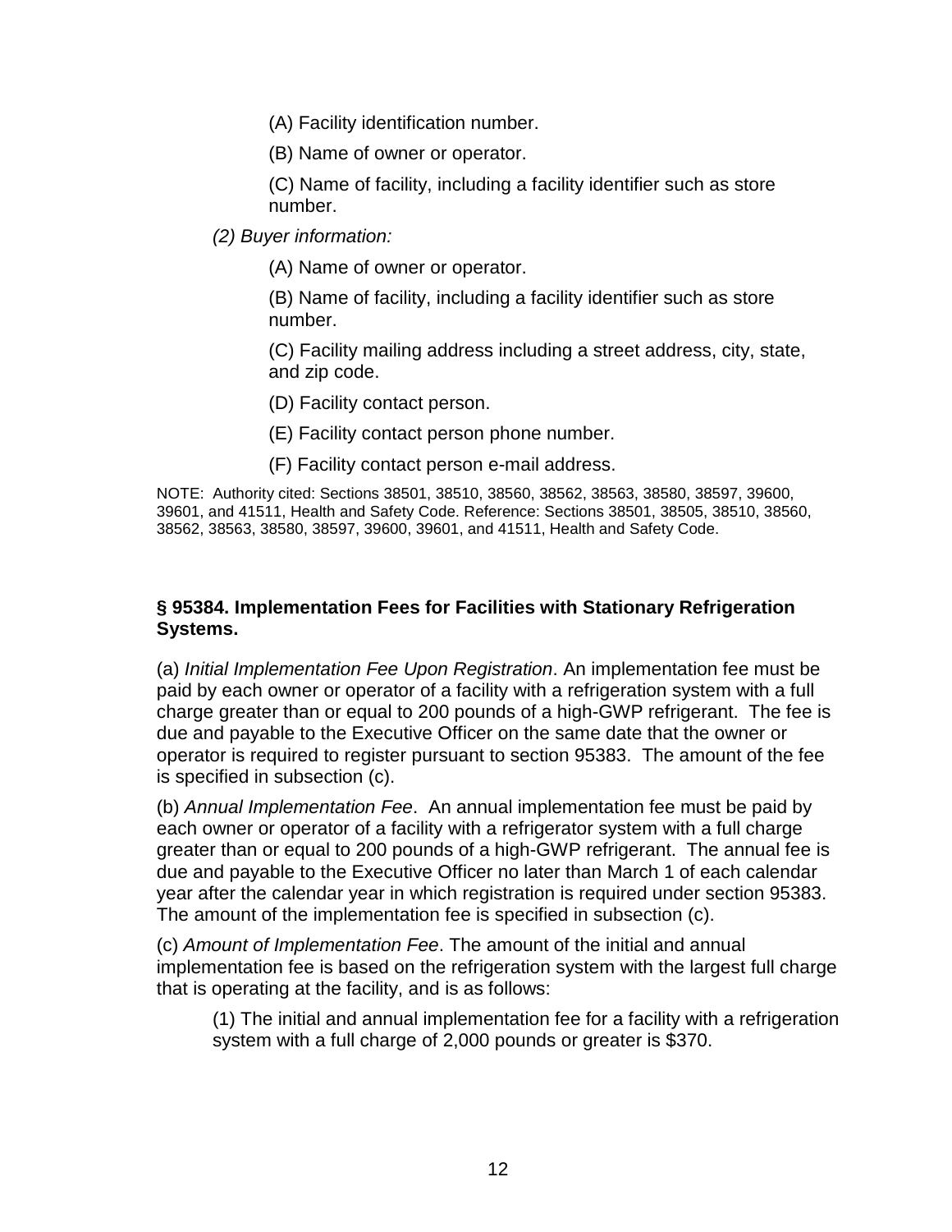(A) Facility identification number.

(B) Name of owner or operator.

(C) Name of facility, including a facility identifier such as store number.

*(2) Buyer information:*

(A) Name of owner or operator.

(B) Name of facility, including a facility identifier such as store number.

(C) Facility mailing address including a street address, city, state, and zip code.

(D) Facility contact person.

(E) Facility contact person phone number.

(F) Facility contact person e-mail address.

NOTE: Authority cited: Sections 38501, 38510, 38560, 38562, 38563, 38580, 38597, 39600, 39601, and 41511, Health and Safety Code. Reference: Sections 38501, 38505, 38510, 38560, 38562, 38563, 38580, 38597, 39600, 39601, and 41511, Health and Safety Code.

**§ 95384. Implementation Fees for Facilities with Stationary Refrigeration Systems.**

(a) *Initial Implementation Fee Upon Registration*. An implementation fee must be paid by each owner or operator of a facility with a refrigeration system with a full charge greater than or equal to 200 pounds of a high-GWP refrigerant. The fee is due and payable to the Executive Officer on the same date that the owner or operator is required to register pursuant to section 95383. The amount of the fee is specified in subsection (c).

(b) *Annual Implementation Fee*. An annual implementation fee must be paid by each owner or operator of a facility with a refrigerator system with a full charge greater than or equal to 200 pounds of a high-GWP refrigerant. The annual fee is due and payable to the Executive Officer no later than March 1 of each calendar year after the calendar year in which registration is required under section 95383. The amount of the implementation fee is specified in subsection (c).

(c) *Amount of Implementation Fee*. The amount of the initial and annual implementation fee is based on the refrigeration system with the largest full charge that is operating at the facility, and is as follows:

(1) The initial and annual implementation fee for a facility with a refrigeration system with a full charge of 2,000 pounds or greater is $370.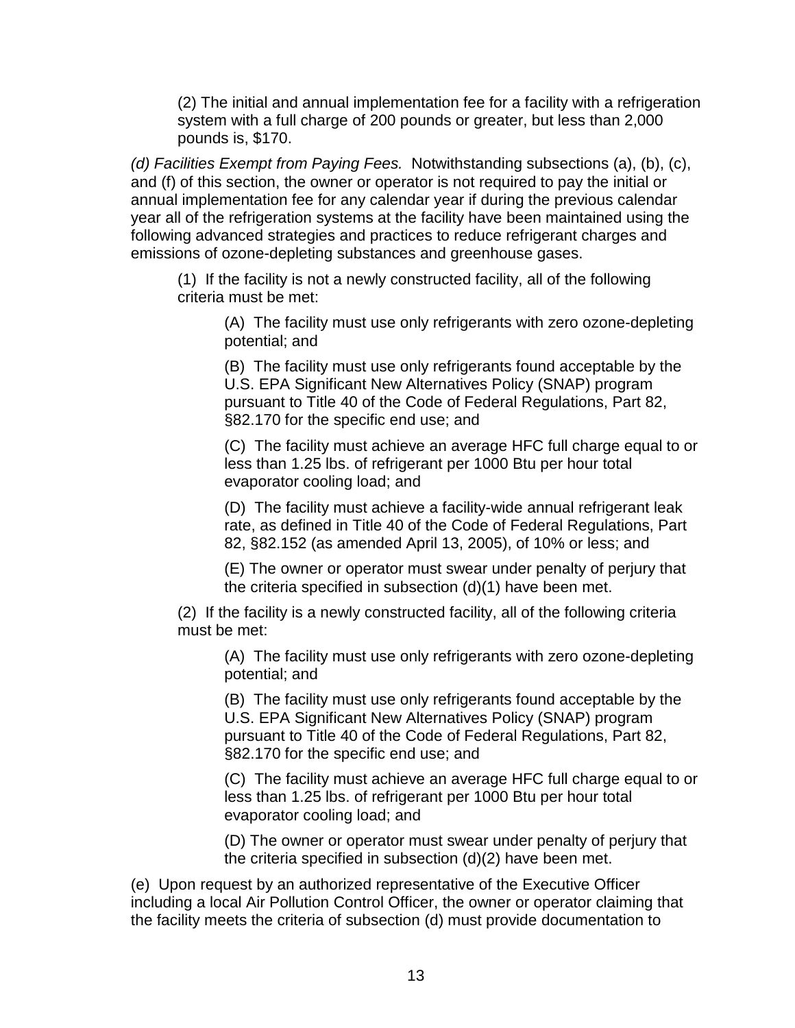(2) The initial and annual implementation fee for a facility with a refrigeration system with a full charge of 200 pounds or greater, but less than 2,000 pounds is, $170.

*(d) Facilities Exempt from Paying Fees.* Notwithstanding subsections (a), (b), (c), and (f) of this section, the owner or operator is not required to pay the initial or annual implementation fee for any calendar year if during the previous calendar year all of the refrigeration systems at the facility have been maintained using the following advanced strategies and practices to reduce refrigerant charges and emissions of ozone-depleting substances and greenhouse gases.

(1) If the facility is not a newly constructed facility, all of the following criteria must be met:

(A) The facility must use only refrigerants with zero ozone-depleting potential; and

(B) The facility must use only refrigerants found acceptable by the U.S. EPA Significant New Alternatives Policy (SNAP) program pursuant to Title 40 of the Code of Federal Regulations, Part 82, §82.170 for the specific end use; and

(C) The facility must achieve an average HFC full charge equal to or less than 1.25 lbs. of refrigerant per 1000 Btu per hour total evaporator cooling load; and

(D) The facility must achieve a facility-wide annual refrigerant leak rate, as defined in Title 40 of the Code of Federal Regulations, Part 82, §82.152 (as amended April 13, 2005), of 10% or less; and

(E) The owner or operator must swear under penalty of perjury that the criteria specified in subsection (d)(1) have been met.

(2) If the facility is a newly constructed facility, all of the following criteria must be met:

(A) The facility must use only refrigerants with zero ozone-depleting potential; and

(B) The facility must use only refrigerants found acceptable by the U.S. EPA Significant New Alternatives Policy (SNAP) program pursuant to Title 40 of the Code of Federal Regulations, Part 82, §82.170 for the specific end use; and

(C) The facility must achieve an average HFC full charge equal to or less than 1.25 lbs. of refrigerant per 1000 Btu per hour total evaporator cooling load; and

(D) The owner or operator must swear under penalty of perjury that the criteria specified in subsection (d)(2) have been met.

(e) Upon request by an authorized representative of the Executive Officer including a local Air Pollution Control Officer, the owner or operator claiming that the facility meets the criteria of subsection (d) must provide documentation to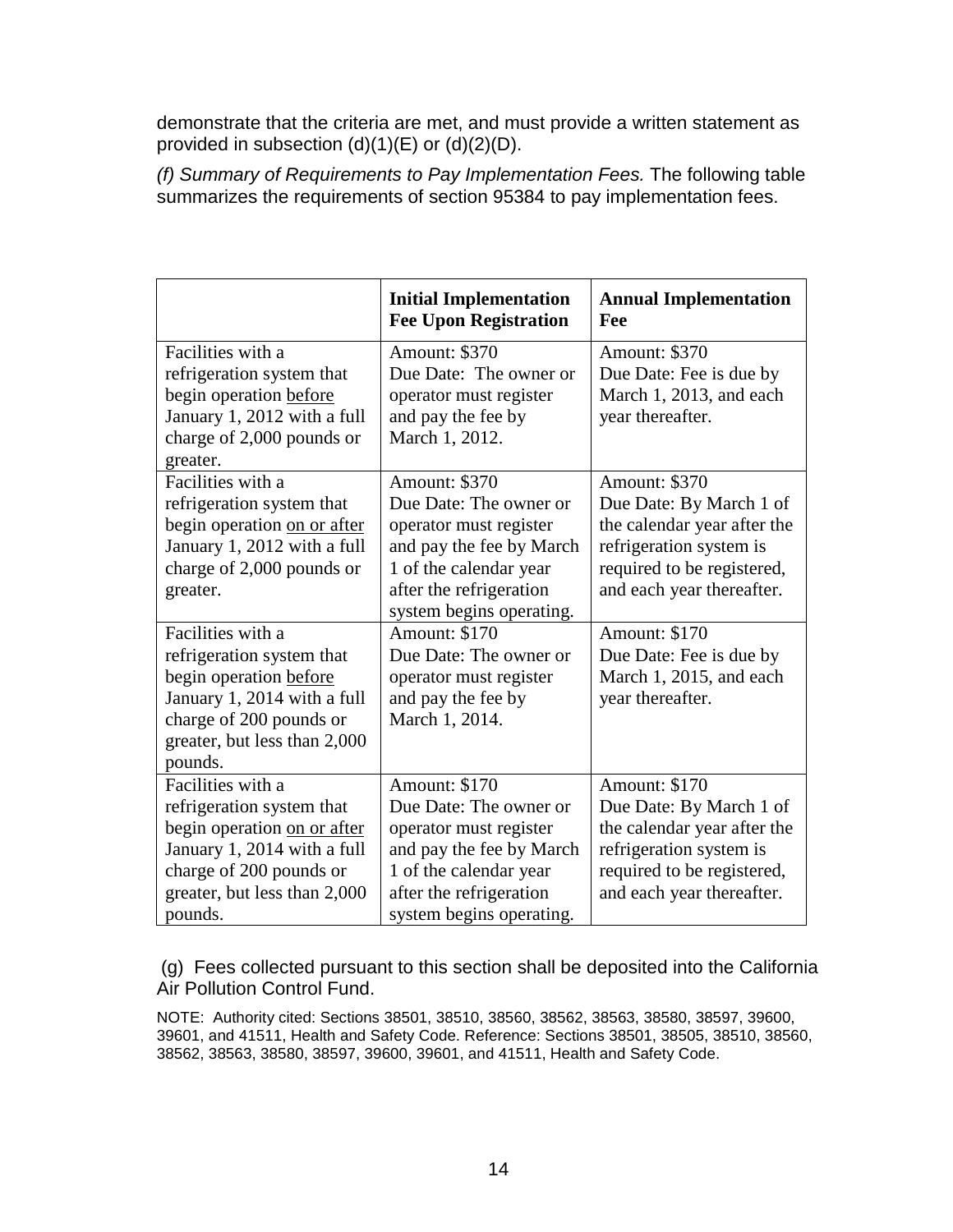demonstrate that the criteria are met, and must provide a written statement as provided in subsection (d)(1)(E) or (d)(2)(D).

*(f) Summary of Requirements to Pay Implementation Fees.* The following table summarizes the requirements of section 95384 to pay implementation fees.

| | **Initial Implementation Fee Upon Registration** | **Annual Implementation Fee** |
|---|---|---|
| Facilities with a refrigeration system that begin operation <u>before</u> January 1, 2012 with a full charge of 2,000 pounds or greater. | Amount: $370<br>Due Date: The owner or operator must register and pay the fee by March 1, 2012. | Amount: $370<br>Due Date: Fee is due by March 1, 2013, and each year thereafter. |
| Facilities with a refrigeration system that begin operation <u>on or after</u> January 1, 2012 with a full charge of 2,000 pounds or greater. | Amount: $370<br>Due Date: The owner or operator must register and pay the fee by March 1 of the calendar year after the refrigeration system begins operating. | Amount: $370<br>Due Date: By March 1 of the calendar year after the refrigeration system is required to be registered, and each year thereafter. |
| Facilities with a refrigeration system that begin operation <u>before</u> January 1, 2014 with a full charge of 200 pounds or greater, but less than 2,000 pounds. | Amount: $170<br>Due Date: The owner or operator must register and pay the fee by March 1, 2014. | Amount: $170<br>Due Date: Fee is due by March 1, 2015, and each year thereafter. |
| Facilities with a refrigeration system that begin operation <u>on or after</u> January 1, 2014 with a full charge of 200 pounds or greater, but less than 2,000 pounds. | Amount: $170<br>Due Date: The owner or operator must register and pay the fee by March 1 of the calendar year after the refrigeration system begins operating. | Amount: $170<br>Due Date: By March 1 of the calendar year after the refrigeration system is required to be registered, and each year thereafter. |

(g) Fees collected pursuant to this section shall be deposited into the California Air Pollution Control Fund.

NOTE: Authority cited: Sections 38501, 38510, 38560, 38562, 38563, 38580, 38597, 39600, 39601, and 41511, Health and Safety Code. Reference: Sections 38501, 38505, 38510, 38560, 38562, 38563, 38580, 38597, 39600, 39601, and 41511, Health and Safety Code.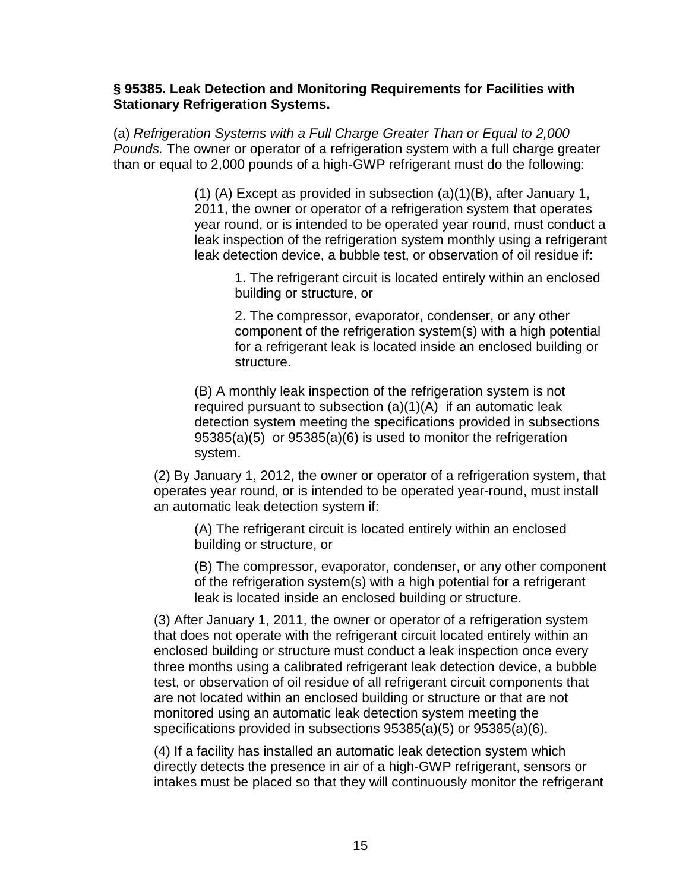**§ 95385. Leak Detection and Monitoring Requirements for Facilities with Stationary Refrigeration Systems.**

(a) *Refrigeration Systems with a Full Charge Greater Than or Equal to 2,000 Pounds.* The owner or operator of a refrigeration system with a full charge greater than or equal to 2,000 pounds of a high-GWP refrigerant must do the following:

(1) (A) Except as provided in subsection (a)(1)(B), after January 1, 2011, the owner or operator of a refrigeration system that operates year round, or is intended to be operated year round, must conduct a leak inspection of the refrigeration system monthly using a refrigerant leak detection device, a bubble test, or observation of oil residue if:

1. The refrigerant circuit is located entirely within an enclosed building or structure, or

2. The compressor, evaporator, condenser, or any other component of the refrigeration system(s) with a high potential for a refrigerant leak is located inside an enclosed building or structure.

(B) A monthly leak inspection of the refrigeration system is not required pursuant to subsection (a)(1)(A) if an automatic leak detection system meeting the specifications provided in subsections 95385(a)(5) or 95385(a)(6) is used to monitor the refrigeration system.

(2) By January 1, 2012, the owner or operator of a refrigeration system, that operates year round, or is intended to be operated year-round, must install an automatic leak detection system if:

(A) The refrigerant circuit is located entirely within an enclosed building or structure, or

(B) The compressor, evaporator, condenser, or any other component of the refrigeration system(s) with a high potential for a refrigerant leak is located inside an enclosed building or structure.

(3) After January 1, 2011, the owner or operator of a refrigeration system that does not operate with the refrigerant circuit located entirely within an enclosed building or structure must conduct a leak inspection once every three months using a calibrated refrigerant leak detection device, a bubble test, or observation of oil residue of all refrigerant circuit components that are not located within an enclosed building or structure or that are not monitored using an automatic leak detection system meeting the specifications provided in subsections 95385(a)(5) or 95385(a)(6).

(4) If a facility has installed an automatic leak detection system which directly detects the presence in air of a high-GWP refrigerant, sensors or intakes must be placed so that they will continuously monitor the refrigerant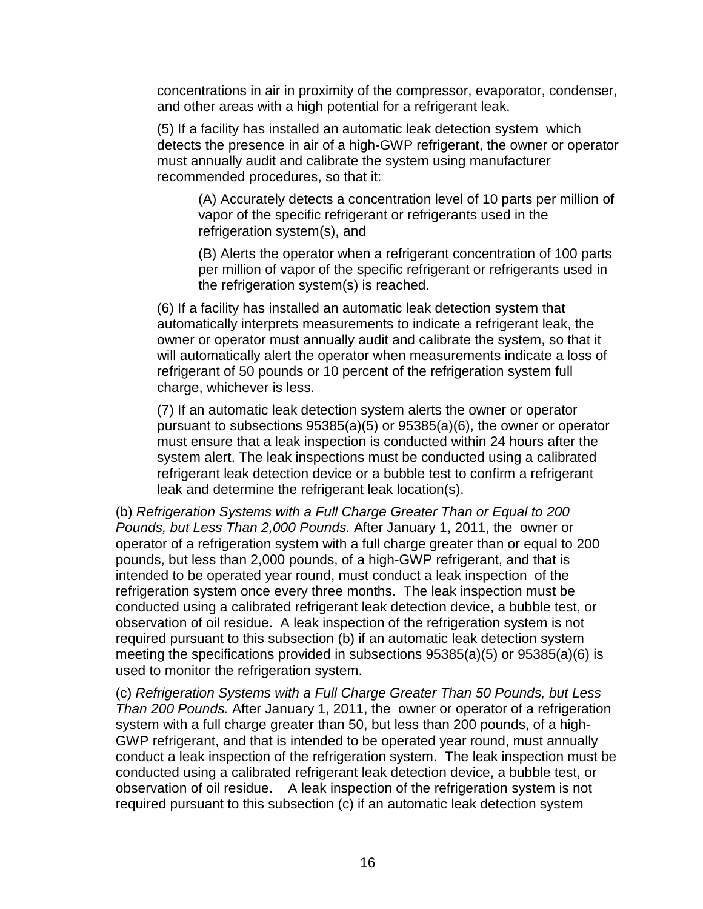concentrations in air in proximity of the compressor, evaporator, condenser, and other areas with a high potential for a refrigerant leak.

(5) If a facility has installed an automatic leak detection system which detects the presence in air of a high-GWP refrigerant, the owner or operator must annually audit and calibrate the system using manufacturer recommended procedures, so that it:

(A) Accurately detects a concentration level of 10 parts per million of vapor of the specific refrigerant or refrigerants used in the refrigeration system(s), and

(B) Alerts the operator when a refrigerant concentration of 100 parts per million of vapor of the specific refrigerant or refrigerants used in the refrigeration system(s) is reached.

(6) If a facility has installed an automatic leak detection system that automatically interprets measurements to indicate a refrigerant leak, the owner or operator must annually audit and calibrate the system, so that it will automatically alert the operator when measurements indicate a loss of refrigerant of 50 pounds or 10 percent of the refrigeration system full charge, whichever is less.

(7) If an automatic leak detection system alerts the owner or operator pursuant to subsections 95385(a)(5) or 95385(a)(6), the owner or operator must ensure that a leak inspection is conducted within 24 hours after the system alert. The leak inspections must be conducted using a calibrated refrigerant leak detection device or a bubble test to confirm a refrigerant leak and determine the refrigerant leak location(s).

(b) *Refrigeration Systems with a Full Charge Greater Than or Equal to 200 Pounds, but Less Than 2,000 Pounds.* After January 1, 2011, the owner or operator of a refrigeration system with a full charge greater than or equal to 200 pounds, but less than 2,000 pounds, of a high-GWP refrigerant, and that is intended to be operated year round, must conduct a leak inspection of the refrigeration system once every three months. The leak inspection must be conducted using a calibrated refrigerant leak detection device, a bubble test, or observation of oil residue. A leak inspection of the refrigeration system is not required pursuant to this subsection (b) if an automatic leak detection system meeting the specifications provided in subsections 95385(a)(5) or 95385(a)(6) is used to monitor the refrigeration system.

(c) *Refrigeration Systems with a Full Charge Greater Than 50 Pounds, but Less Than 200 Pounds.* After January 1, 2011, the owner or operator of a refrigeration system with a full charge greater than 50, but less than 200 pounds, of a high-GWP refrigerant, and that is intended to be operated year round, must annually conduct a leak inspection of the refrigeration system. The leak inspection must be conducted using a calibrated refrigerant leak detection device, a bubble test, or observation of oil residue. A leak inspection of the refrigeration system is not required pursuant to this subsection (c) if an automatic leak detection system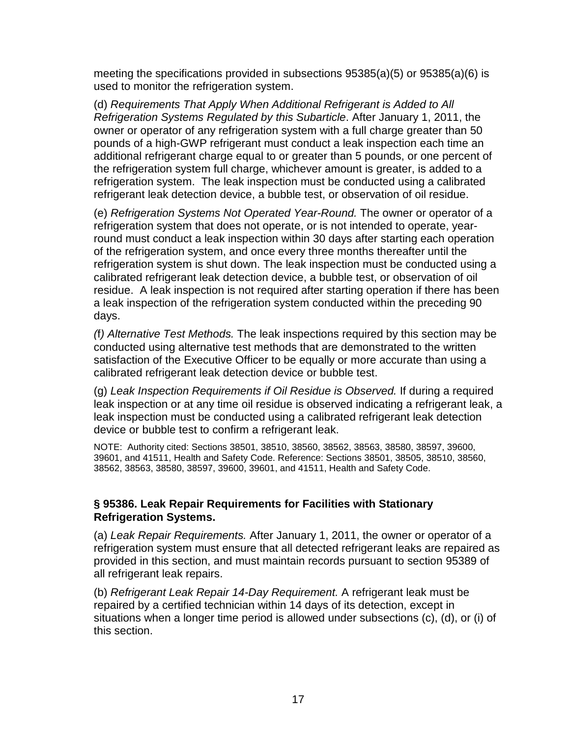meeting the specifications provided in subsections 95385(a)(5) or 95385(a)(6) is used to monitor the refrigeration system.

(d) *Requirements That Apply When Additional Refrigerant is Added to All Refrigeration Systems Regulated by this Subarticle*. After January 1, 2011, the owner or operator of any refrigeration system with a full charge greater than 50 pounds of a high-GWP refrigerant must conduct a leak inspection each time an additional refrigerant charge equal to or greater than 5 pounds, or one percent of the refrigeration system full charge, whichever amount is greater, is added to a refrigeration system. The leak inspection must be conducted using a calibrated refrigerant leak detection device, a bubble test, or observation of oil residue.

(e) *Refrigeration Systems Not Operated Year-Round.* The owner or operator of a refrigeration system that does not operate, or is not intended to operate, year-round must conduct a leak inspection within 30 days after starting each operation of the refrigeration system, and once every three months thereafter until the refrigeration system is shut down. The leak inspection must be conducted using a calibrated refrigerant leak detection device, a bubble test, or observation of oil residue. A leak inspection is not required after starting operation if there has been a leak inspection of the refrigeration system conducted within the preceding 90 days.

*(f) Alternative Test Methods.* The leak inspections required by this section may be conducted using alternative test methods that are demonstrated to the written satisfaction of the Executive Officer to be equally or more accurate than using a calibrated refrigerant leak detection device or bubble test.

(g) *Leak Inspection Requirements if Oil Residue is Observed.* If during a required leak inspection or at any time oil residue is observed indicating a refrigerant leak, a leak inspection must be conducted using a calibrated refrigerant leak detection device or bubble test to confirm a refrigerant leak.

NOTE: Authority cited: Sections 38501, 38510, 38560, 38562, 38563, 38580, 38597, 39600, 39601, and 41511, Health and Safety Code. Reference: Sections 38501, 38505, 38510, 38560, 38562, 38563, 38580, 38597, 39600, 39601, and 41511, Health and Safety Code.

### § 95386. Leak Repair Requirements for Facilities with Stationary Refrigeration Systems.

(a) *Leak Repair Requirements.* After January 1, 2011, the owner or operator of a refrigeration system must ensure that all detected refrigerant leaks are repaired as provided in this section, and must maintain records pursuant to section 95389 of all refrigerant leak repairs.

(b) *Refrigerant Leak Repair 14-Day Requirement.* A refrigerant leak must be repaired by a certified technician within 14 days of its detection, except in situations when a longer time period is allowed under subsections (c), (d), or (i) of this section.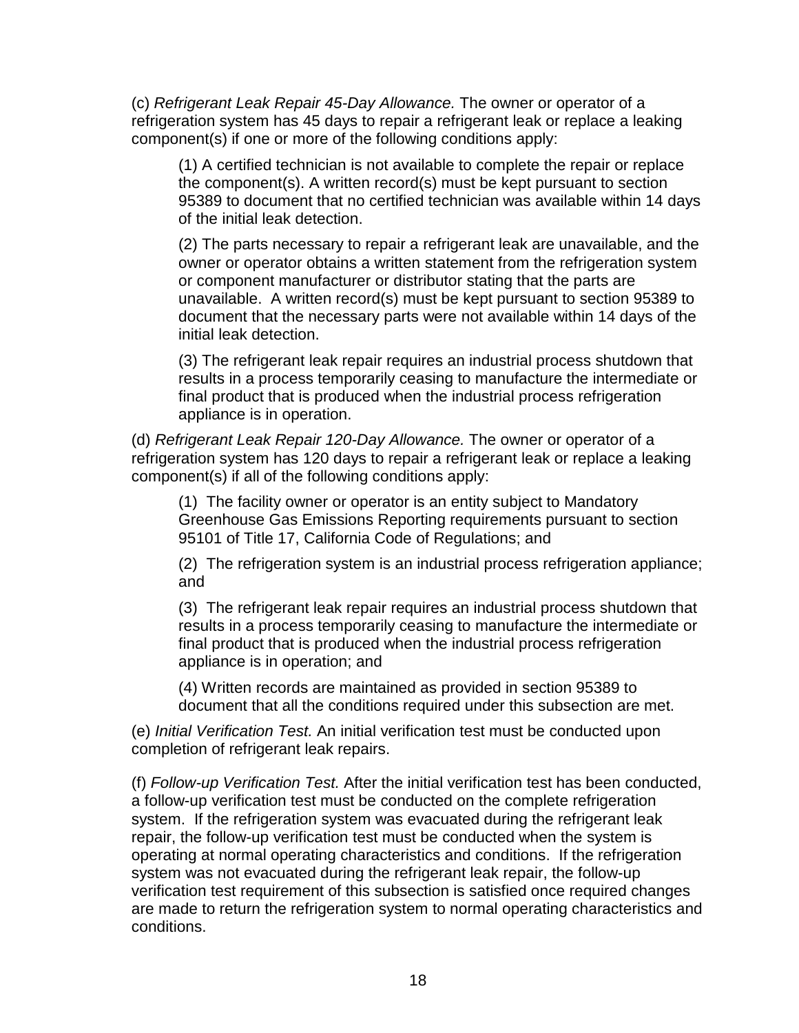(c) *Refrigerant Leak Repair 45-Day Allowance.* The owner or operator of a refrigeration system has 45 days to repair a refrigerant leak or replace a leaking component(s) if one or more of the following conditions apply:

(1) A certified technician is not available to complete the repair or replace the component(s). A written record(s) must be kept pursuant to section 95389 to document that no certified technician was available within 14 days of the initial leak detection.

(2) The parts necessary to repair a refrigerant leak are unavailable, and the owner or operator obtains a written statement from the refrigeration system or component manufacturer or distributor stating that the parts are unavailable. A written record(s) must be kept pursuant to section 95389 to document that the necessary parts were not available within 14 days of the initial leak detection.

(3) The refrigerant leak repair requires an industrial process shutdown that results in a process temporarily ceasing to manufacture the intermediate or final product that is produced when the industrial process refrigeration appliance is in operation.

(d) *Refrigerant Leak Repair 120-Day Allowance.* The owner or operator of a refrigeration system has 120 days to repair a refrigerant leak or replace a leaking component(s) if all of the following conditions apply:

(1) The facility owner or operator is an entity subject to Mandatory Greenhouse Gas Emissions Reporting requirements pursuant to section 95101 of Title 17, California Code of Regulations; and

(2) The refrigeration system is an industrial process refrigeration appliance; and

(3) The refrigerant leak repair requires an industrial process shutdown that results in a process temporarily ceasing to manufacture the intermediate or final product that is produced when the industrial process refrigeration appliance is in operation; and

(4) Written records are maintained as provided in section 95389 to document that all the conditions required under this subsection are met.

(e) *Initial Verification Test.* An initial verification test must be conducted upon completion of refrigerant leak repairs.

(f) *Follow-up Verification Test.* After the initial verification test has been conducted, a follow-up verification test must be conducted on the complete refrigeration system. If the refrigeration system was evacuated during the refrigerant leak repair, the follow-up verification test must be conducted when the system is operating at normal operating characteristics and conditions. If the refrigeration system was not evacuated during the refrigerant leak repair, the follow-up verification test requirement of this subsection is satisfied once required changes are made to return the refrigeration system to normal operating characteristics and conditions.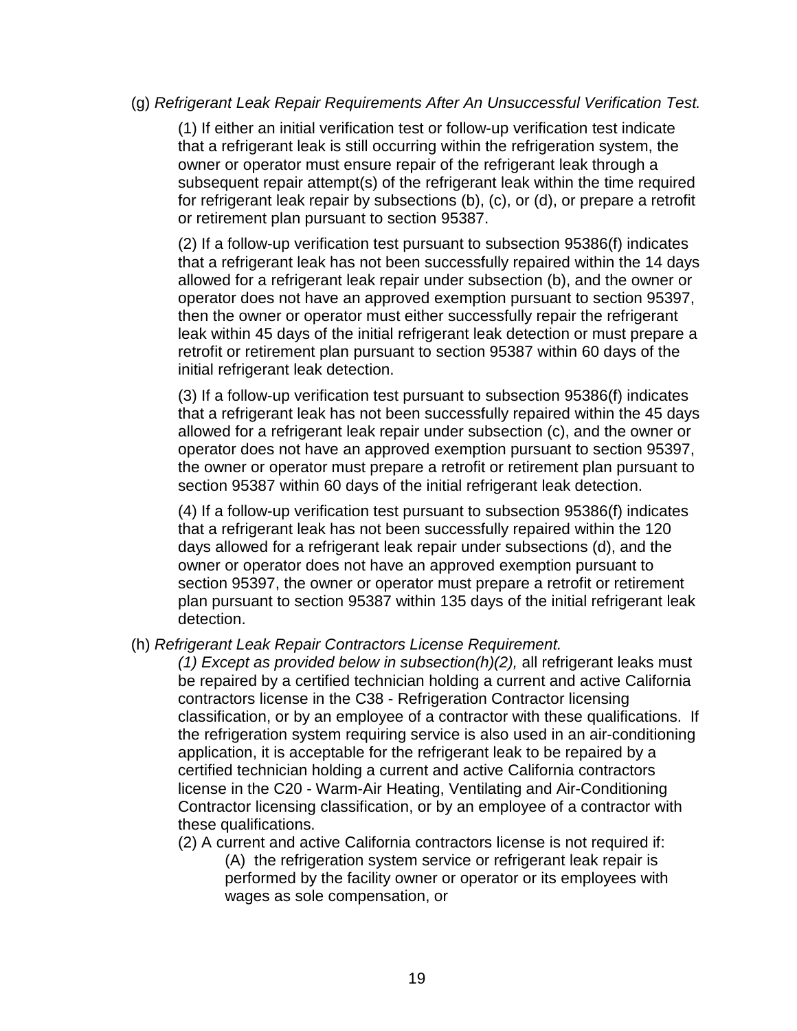(g) *Refrigerant Leak Repair Requirements After An Unsuccessful Verification Test.*

(1) If either an initial verification test or follow-up verification test indicate that a refrigerant leak is still occurring within the refrigeration system, the owner or operator must ensure repair of the refrigerant leak through a subsequent repair attempt(s) of the refrigerant leak within the time required for refrigerant leak repair by subsections (b), (c), or (d), or prepare a retrofit or retirement plan pursuant to section 95387.

(2) If a follow-up verification test pursuant to subsection 95386(f) indicates that a refrigerant leak has not been successfully repaired within the 14 days allowed for a refrigerant leak repair under subsection (b), and the owner or operator does not have an approved exemption pursuant to section 95397, then the owner or operator must either successfully repair the refrigerant leak within 45 days of the initial refrigerant leak detection or must prepare a retrofit or retirement plan pursuant to section 95387 within 60 days of the initial refrigerant leak detection.

(3) If a follow-up verification test pursuant to subsection 95386(f) indicates that a refrigerant leak has not been successfully repaired within the 45 days allowed for a refrigerant leak repair under subsection (c), and the owner or operator does not have an approved exemption pursuant to section 95397, the owner or operator must prepare a retrofit or retirement plan pursuant to section 95387 within 60 days of the initial refrigerant leak detection.

(4) If a follow-up verification test pursuant to subsection 95386(f) indicates that a refrigerant leak has not been successfully repaired within the 120 days allowed for a refrigerant leak repair under subsections (d), and the owner or operator does not have an approved exemption pursuant to section 95397, the owner or operator must prepare a retrofit or retirement plan pursuant to section 95387 within 135 days of the initial refrigerant leak detection.

(h) *Refrigerant Leak Repair Contractors License Requirement.*

*(1) Except as provided below in subsection(h)(2),* all refrigerant leaks must be repaired by a certified technician holding a current and active California contractors license in the C38 - Refrigeration Contractor licensing classification, or by an employee of a contractor with these qualifications. If the refrigeration system requiring service is also used in an air-conditioning application, it is acceptable for the refrigerant leak to be repaired by a certified technician holding a current and active California contractors license in the C20 - Warm-Air Heating, Ventilating and Air-Conditioning Contractor licensing classification, or by an employee of a contractor with these qualifications.

(2) A current and active California contractors license is not required if:

(A) the refrigeration system service or refrigerant leak repair is performed by the facility owner or operator or its employees with wages as sole compensation, or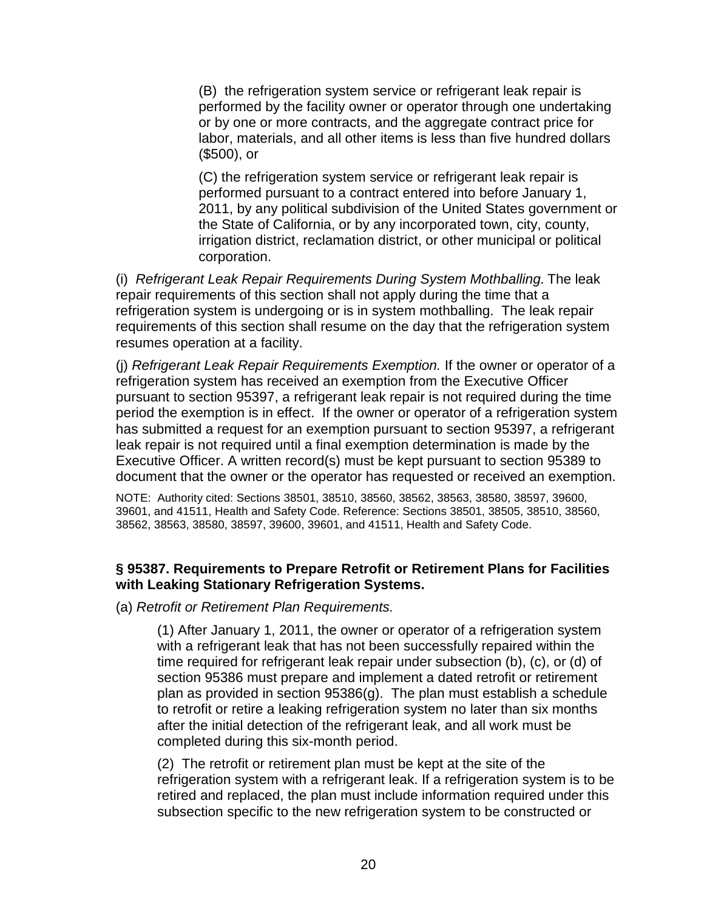(B) the refrigeration system service or refrigerant leak repair is performed by the facility owner or operator through one undertaking or by one or more contracts, and the aggregate contract price for labor, materials, and all other items is less than five hundred dollars ($500), or

(C) the refrigeration system service or refrigerant leak repair is performed pursuant to a contract entered into before January 1, 2011, by any political subdivision of the United States government or the State of California, or by any incorporated town, city, county, irrigation district, reclamation district, or other municipal or political corporation.

(i) *Refrigerant Leak Repair Requirements During System Mothballing.* The leak repair requirements of this section shall not apply during the time that a refrigeration system is undergoing or is in system mothballing. The leak repair requirements of this section shall resume on the day that the refrigeration system resumes operation at a facility.

(j) *Refrigerant Leak Repair Requirements Exemption.* If the owner or operator of a refrigeration system has received an exemption from the Executive Officer pursuant to section 95397, a refrigerant leak repair is not required during the time period the exemption is in effect. If the owner or operator of a refrigeration system has submitted a request for an exemption pursuant to section 95397, a refrigerant leak repair is not required until a final exemption determination is made by the Executive Officer. A written record(s) must be kept pursuant to section 95389 to document that the owner or the operator has requested or received an exemption.

NOTE: Authority cited: Sections 38501, 38510, 38560, 38562, 38563, 38580, 38597, 39600, 39601, and 41511, Health and Safety Code. Reference: Sections 38501, 38505, 38510, 38560, 38562, 38563, 38580, 38597, 39600, 39601, and 41511, Health and Safety Code.

**§ 95387. Requirements to Prepare Retrofit or Retirement Plans for Facilities with Leaking Stationary Refrigeration Systems.**

(a) *Retrofit or Retirement Plan Requirements.*

(1) After January 1, 2011, the owner or operator of a refrigeration system with a refrigerant leak that has not been successfully repaired within the time required for refrigerant leak repair under subsection (b), (c), or (d) of section 95386 must prepare and implement a dated retrofit or retirement plan as provided in section 95386(g). The plan must establish a schedule to retrofit or retire a leaking refrigeration system no later than six months after the initial detection of the refrigerant leak, and all work must be completed during this six-month period.

(2) The retrofit or retirement plan must be kept at the site of the refrigeration system with a refrigerant leak. If a refrigeration system is to be retired and replaced, the plan must include information required under this subsection specific to the new refrigeration system to be constructed or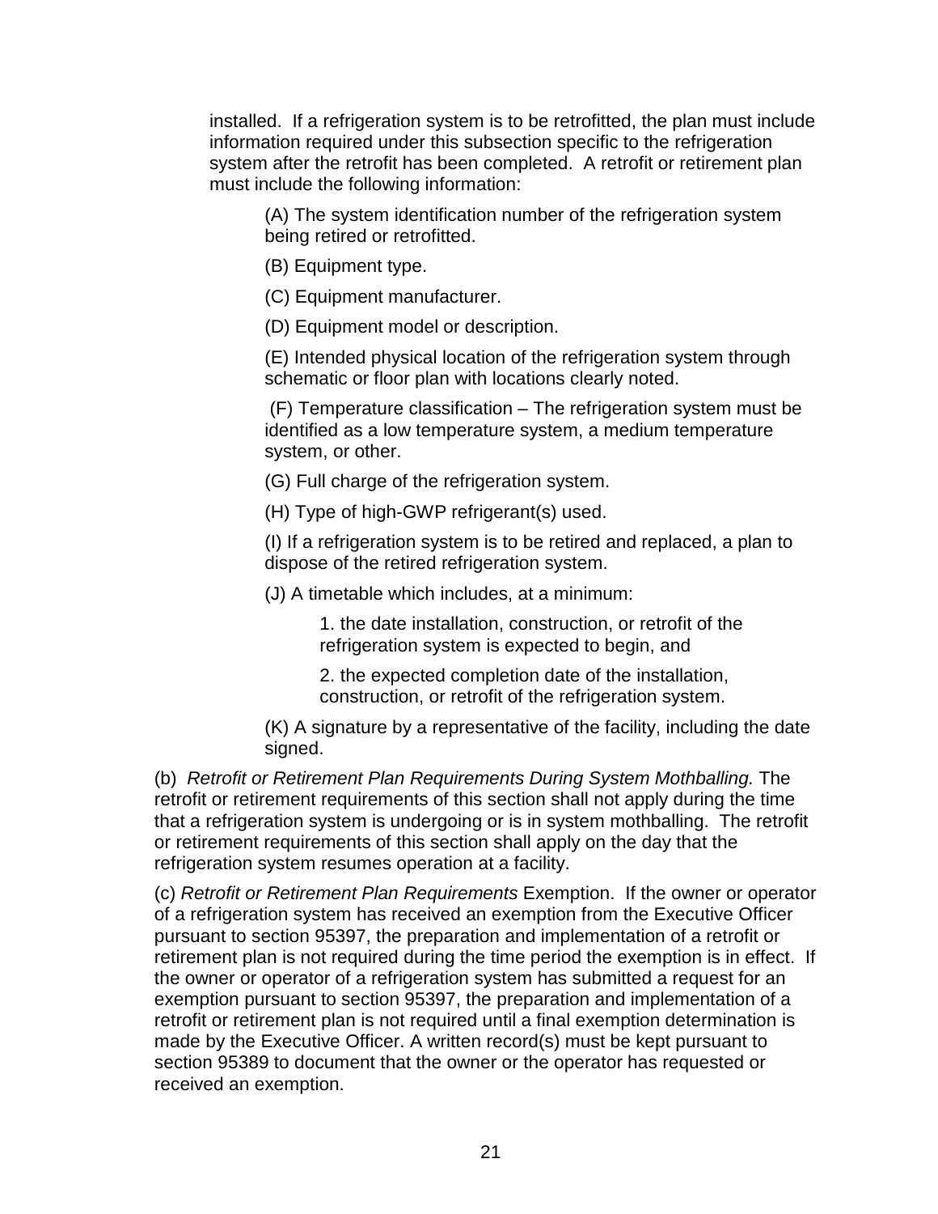installed. If a refrigeration system is to be retrofitted, the plan must include information required under this subsection specific to the refrigeration system after the retrofit has been completed. A retrofit or retirement plan must include the following information:

(A) The system identification number of the refrigeration system being retired or retrofitted.

(B) Equipment type.

(C) Equipment manufacturer.

(D) Equipment model or description.

(E) Intended physical location of the refrigeration system through schematic or floor plan with locations clearly noted.

(F) Temperature classification – The refrigeration system must be identified as a low temperature system, a medium temperature system, or other.

(G) Full charge of the refrigeration system.

(H) Type of high-GWP refrigerant(s) used.

(I) If a refrigeration system is to be retired and replaced, a plan to dispose of the retired refrigeration system.

(J) A timetable which includes, at a minimum:

1. the date installation, construction, or retrofit of the refrigeration system is expected to begin, and

2. the expected completion date of the installation, construction, or retrofit of the refrigeration system.

(K) A signature by a representative of the facility, including the date signed.

(b) *Retrofit or Retirement Plan Requirements During System Mothballing.* The retrofit or retirement requirements of this section shall not apply during the time that a refrigeration system is undergoing or is in system mothballing. The retrofit or retirement requirements of this section shall apply on the day that the refrigeration system resumes operation at a facility.

(c) *Retrofit or Retirement Plan Requirements* Exemption. If the owner or operator of a refrigeration system has received an exemption from the Executive Officer pursuant to section 95397, the preparation and implementation of a retrofit or retirement plan is not required during the time period the exemption is in effect. If the owner or operator of a refrigeration system has submitted a request for an exemption pursuant to section 95397, the preparation and implementation of a retrofit or retirement plan is not required until a final exemption determination is made by the Executive Officer. A written record(s) must be kept pursuant to section 95389 to document that the owner or the operator has requested or received an exemption.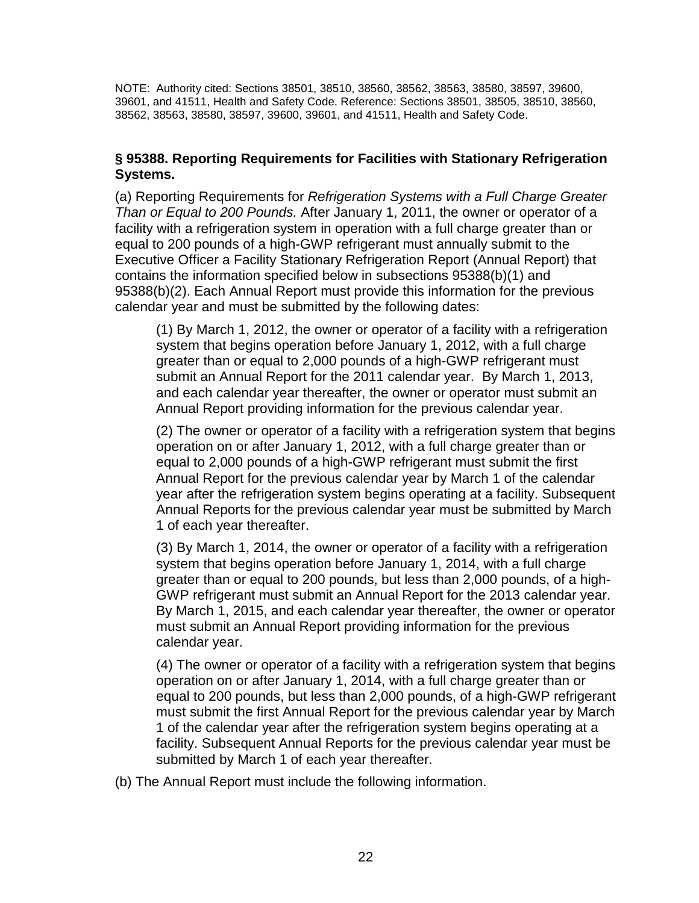NOTE: Authority cited: Sections 38501, 38510, 38560, 38562, 38563, 38580, 38597, 39600, 39601, and 41511, Health and Safety Code. Reference: Sections 38501, 38505, 38510, 38560, 38562, 38563, 38580, 38597, 39600, 39601, and 41511, Health and Safety Code.

### § 95388. Reporting Requirements for Facilities with Stationary Refrigeration Systems.

(a) Reporting Requirements for *Refrigeration Systems with a Full Charge Greater Than or Equal to 200 Pounds.* After January 1, 2011, the owner or operator of a facility with a refrigeration system in operation with a full charge greater than or equal to 200 pounds of a high-GWP refrigerant must annually submit to the Executive Officer a Facility Stationary Refrigeration Report (Annual Report) that contains the information specified below in subsections 95388(b)(1) and 95388(b)(2). Each Annual Report must provide this information for the previous calendar year and must be submitted by the following dates:

(1) By March 1, 2012, the owner or operator of a facility with a refrigeration system that begins operation before January 1, 2012, with a full charge greater than or equal to 2,000 pounds of a high-GWP refrigerant must submit an Annual Report for the 2011 calendar year. By March 1, 2013, and each calendar year thereafter, the owner or operator must submit an Annual Report providing information for the previous calendar year.

(2) The owner or operator of a facility with a refrigeration system that begins operation on or after January 1, 2012, with a full charge greater than or equal to 2,000 pounds of a high-GWP refrigerant must submit the first Annual Report for the previous calendar year by March 1 of the calendar year after the refrigeration system begins operating at a facility. Subsequent Annual Reports for the previous calendar year must be submitted by March 1 of each year thereafter.

(3) By March 1, 2014, the owner or operator of a facility with a refrigeration system that begins operation before January 1, 2014, with a full charge greater than or equal to 200 pounds, but less than 2,000 pounds, of a high-GWP refrigerant must submit an Annual Report for the 2013 calendar year. By March 1, 2015, and each calendar year thereafter, the owner or operator must submit an Annual Report providing information for the previous calendar year.

(4) The owner or operator of a facility with a refrigeration system that begins operation on or after January 1, 2014, with a full charge greater than or equal to 200 pounds, but less than 2,000 pounds, of a high-GWP refrigerant must submit the first Annual Report for the previous calendar year by March 1 of the calendar year after the refrigeration system begins operating at a facility. Subsequent Annual Reports for the previous calendar year must be submitted by March 1 of each year thereafter.

(b) The Annual Report must include the following information.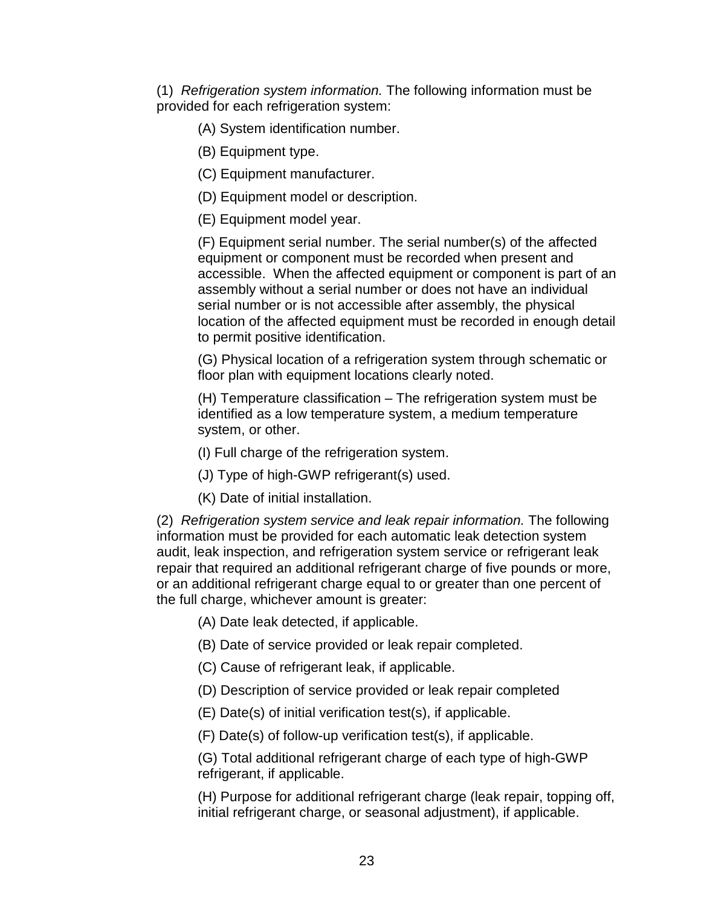(1) *Refrigeration system information.* The following information must be provided for each refrigeration system:

(A) System identification number.

(B) Equipment type.

(C) Equipment manufacturer.

(D) Equipment model or description.

(E) Equipment model year.

(F) Equipment serial number. The serial number(s) of the affected equipment or component must be recorded when present and accessible. When the affected equipment or component is part of an assembly without a serial number or does not have an individual serial number or is not accessible after assembly, the physical location of the affected equipment must be recorded in enough detail to permit positive identification.

(G) Physical location of a refrigeration system through schematic or floor plan with equipment locations clearly noted.

(H) Temperature classification – The refrigeration system must be identified as a low temperature system, a medium temperature system, or other.

(I) Full charge of the refrigeration system.

(J) Type of high-GWP refrigerant(s) used.

(K) Date of initial installation.

(2) *Refrigeration system service and leak repair information.* The following information must be provided for each automatic leak detection system audit, leak inspection, and refrigeration system service or refrigerant leak repair that required an additional refrigerant charge of five pounds or more, or an additional refrigerant charge equal to or greater than one percent of the full charge, whichever amount is greater:

(A) Date leak detected, if applicable.

(B) Date of service provided or leak repair completed.

(C) Cause of refrigerant leak, if applicable.

(D) Description of service provided or leak repair completed

(E) Date(s) of initial verification test(s), if applicable.

(F) Date(s) of follow-up verification test(s), if applicable.

(G) Total additional refrigerant charge of each type of high-GWP refrigerant, if applicable.

(H) Purpose for additional refrigerant charge (leak repair, topping off, initial refrigerant charge, or seasonal adjustment), if applicable.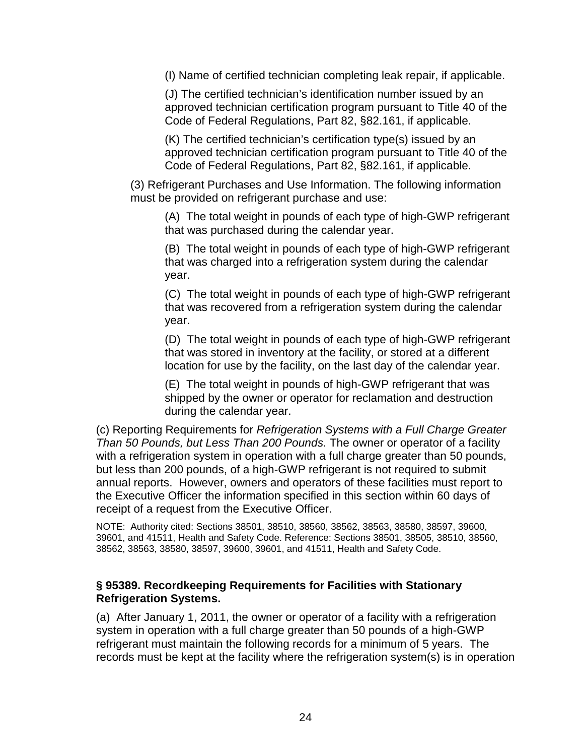(I) Name of certified technician completing leak repair, if applicable.

(J) The certified technician's identification number issued by an approved technician certification program pursuant to Title 40 of the Code of Federal Regulations, Part 82, §82.161, if applicable.

(K) The certified technician's certification type(s) issued by an approved technician certification program pursuant to Title 40 of the Code of Federal Regulations, Part 82, §82.161, if applicable.

(3) Refrigerant Purchases and Use Information. The following information must be provided on refrigerant purchase and use:

(A) The total weight in pounds of each type of high-GWP refrigerant that was purchased during the calendar year.

(B) The total weight in pounds of each type of high-GWP refrigerant that was charged into a refrigeration system during the calendar year.

(C) The total weight in pounds of each type of high-GWP refrigerant that was recovered from a refrigeration system during the calendar year.

(D) The total weight in pounds of each type of high-GWP refrigerant that was stored in inventory at the facility, or stored at a different location for use by the facility, on the last day of the calendar year.

(E) The total weight in pounds of high-GWP refrigerant that was shipped by the owner or operator for reclamation and destruction during the calendar year.

(c) Reporting Requirements for *Refrigeration Systems with a Full Charge Greater Than 50 Pounds, but Less Than 200 Pounds.* The owner or operator of a facility with a refrigeration system in operation with a full charge greater than 50 pounds, but less than 200 pounds, of a high-GWP refrigerant is not required to submit annual reports. However, owners and operators of these facilities must report to the Executive Officer the information specified in this section within 60 days of receipt of a request from the Executive Officer.

NOTE: Authority cited: Sections 38501, 38510, 38560, 38562, 38563, 38580, 38597, 39600, 39601, and 41511, Health and Safety Code. Reference: Sections 38501, 38505, 38510, 38560, 38562, 38563, 38580, 38597, 39600, 39601, and 41511, Health and Safety Code.

### § 95389. Recordkeeping Requirements for Facilities with Stationary Refrigeration Systems.

(a) After January 1, 2011, the owner or operator of a facility with a refrigeration system in operation with a full charge greater than 50 pounds of a high-GWP refrigerant must maintain the following records for a minimum of 5 years. The records must be kept at the facility where the refrigeration system(s) is in operation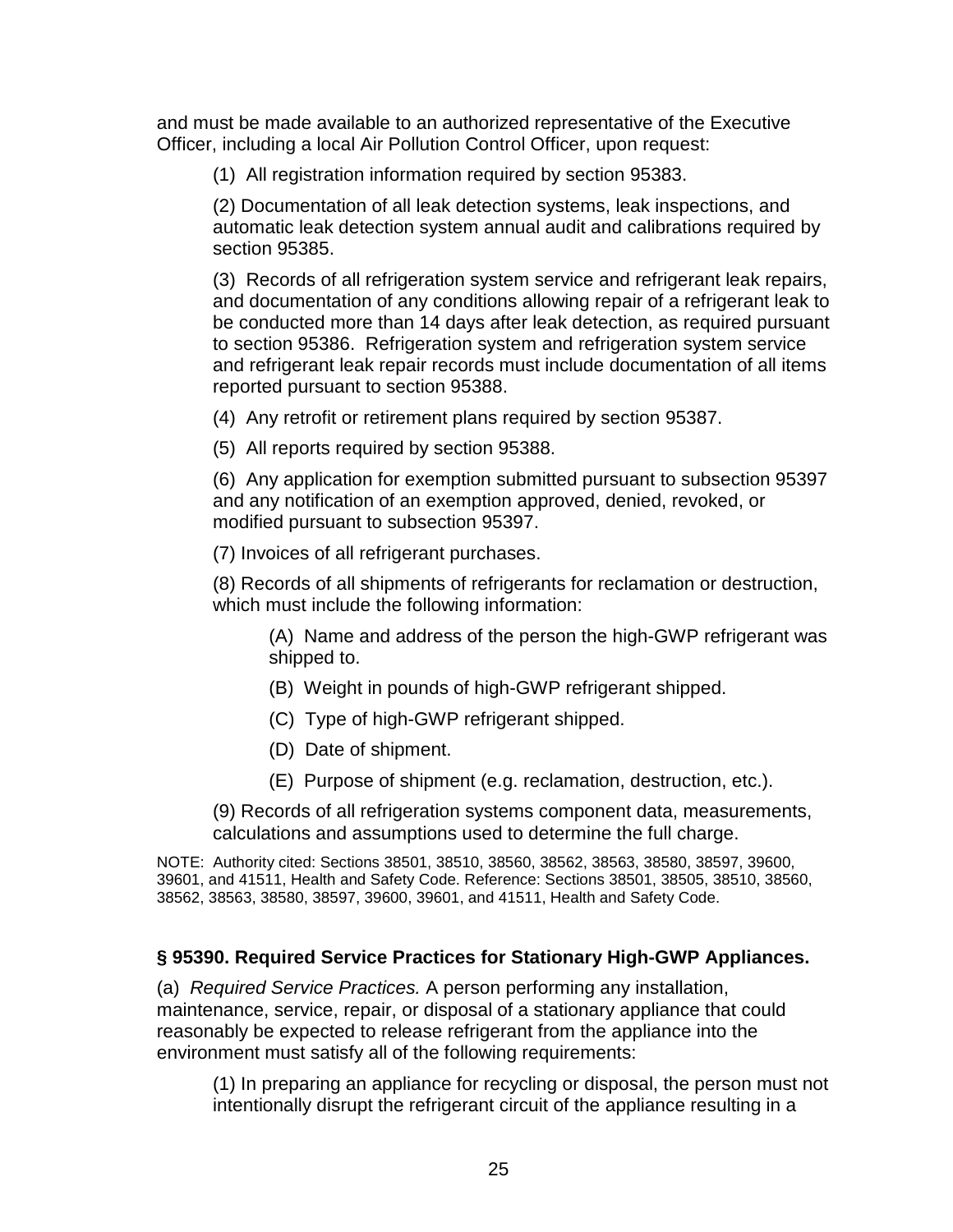and must be made available to an authorized representative of the Executive Officer, including a local Air Pollution Control Officer, upon request:

(1) All registration information required by section 95383.

(2) Documentation of all leak detection systems, leak inspections, and automatic leak detection system annual audit and calibrations required by section 95385.

(3) Records of all refrigeration system service and refrigerant leak repairs, and documentation of any conditions allowing repair of a refrigerant leak to be conducted more than 14 days after leak detection, as required pursuant to section 95386. Refrigeration system and refrigeration system service and refrigerant leak repair records must include documentation of all items reported pursuant to section 95388.

(4) Any retrofit or retirement plans required by section 95387.

(5) All reports required by section 95388.

(6) Any application for exemption submitted pursuant to subsection 95397 and any notification of an exemption approved, denied, revoked, or modified pursuant to subsection 95397.

(7) Invoices of all refrigerant purchases.

(8) Records of all shipments of refrigerants for reclamation or destruction, which must include the following information:

(A) Name and address of the person the high-GWP refrigerant was shipped to.

(B) Weight in pounds of high-GWP refrigerant shipped.

(C) Type of high-GWP refrigerant shipped.

(D) Date of shipment.

(E) Purpose of shipment (e.g. reclamation, destruction, etc.).

(9) Records of all refrigeration systems component data, measurements, calculations and assumptions used to determine the full charge.

NOTE: Authority cited: Sections 38501, 38510, 38560, 38562, 38563, 38580, 38597, 39600, 39601, and 41511, Health and Safety Code. Reference: Sections 38501, 38505, 38510, 38560, 38562, 38563, 38580, 38597, 39600, 39601, and 41511, Health and Safety Code.

### § 95390. Required Service Practices for Stationary High-GWP Appliances.

(a) *Required Service Practices.* A person performing any installation, maintenance, service, repair, or disposal of a stationary appliance that could reasonably be expected to release refrigerant from the appliance into the environment must satisfy all of the following requirements:

(1) In preparing an appliance for recycling or disposal, the person must not intentionally disrupt the refrigerant circuit of the appliance resulting in a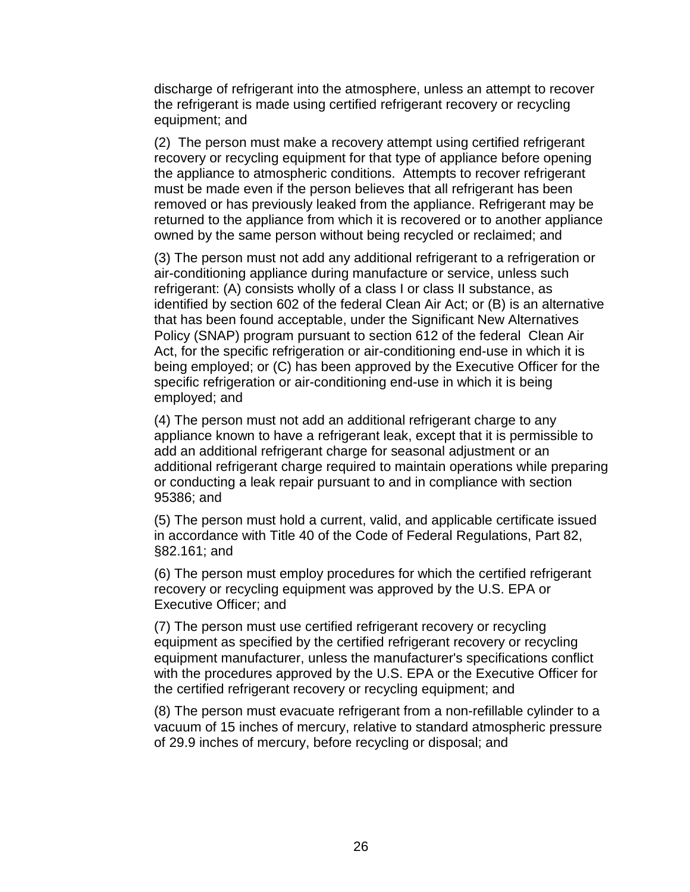discharge of refrigerant into the atmosphere, unless an attempt to recover the refrigerant is made using certified refrigerant recovery or recycling equipment; and

(2) The person must make a recovery attempt using certified refrigerant recovery or recycling equipment for that type of appliance before opening the appliance to atmospheric conditions. Attempts to recover refrigerant must be made even if the person believes that all refrigerant has been removed or has previously leaked from the appliance. Refrigerant may be returned to the appliance from which it is recovered or to another appliance owned by the same person without being recycled or reclaimed; and

(3) The person must not add any additional refrigerant to a refrigeration or air-conditioning appliance during manufacture or service, unless such refrigerant: (A) consists wholly of a class I or class II substance, as identified by section 602 of the federal Clean Air Act; or (B) is an alternative that has been found acceptable, under the Significant New Alternatives Policy (SNAP) program pursuant to section 612 of the federal Clean Air Act, for the specific refrigeration or air-conditioning end-use in which it is being employed; or (C) has been approved by the Executive Officer for the specific refrigeration or air-conditioning end-use in which it is being employed; and

(4) The person must not add an additional refrigerant charge to any appliance known to have a refrigerant leak, except that it is permissible to add an additional refrigerant charge for seasonal adjustment or an additional refrigerant charge required to maintain operations while preparing or conducting a leak repair pursuant to and in compliance with section 95386; and

(5) The person must hold a current, valid, and applicable certificate issued in accordance with Title 40 of the Code of Federal Regulations, Part 82, §82.161; and

(6) The person must employ procedures for which the certified refrigerant recovery or recycling equipment was approved by the U.S. EPA or Executive Officer; and

(7) The person must use certified refrigerant recovery or recycling equipment as specified by the certified refrigerant recovery or recycling equipment manufacturer, unless the manufacturer's specifications conflict with the procedures approved by the U.S. EPA or the Executive Officer for the certified refrigerant recovery or recycling equipment; and

(8) The person must evacuate refrigerant from a non-refillable cylinder to a vacuum of 15 inches of mercury, relative to standard atmospheric pressure of 29.9 inches of mercury, before recycling or disposal; and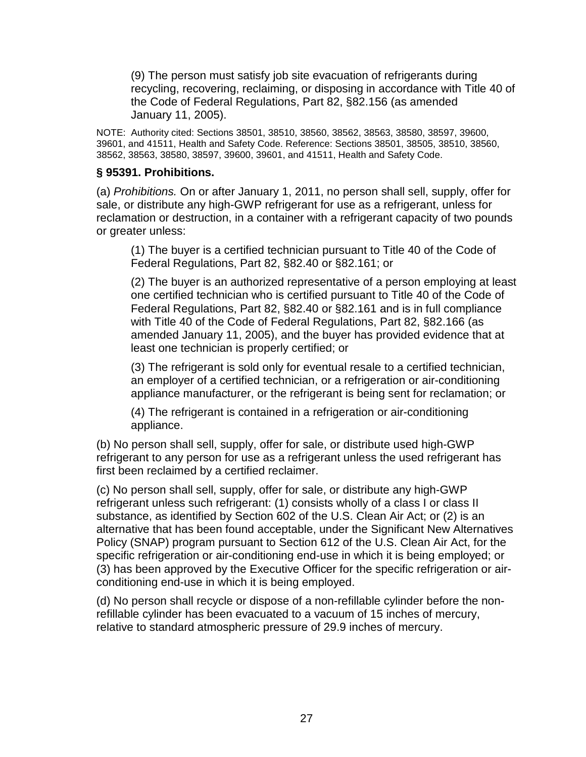(9) The person must satisfy job site evacuation of refrigerants during recycling, recovering, reclaiming, or disposing in accordance with Title 40 of the Code of Federal Regulations, Part 82, §82.156 (as amended January 11, 2005).

NOTE: Authority cited: Sections 38501, 38510, 38560, 38562, 38563, 38580, 38597, 39600, 39601, and 41511, Health and Safety Code. Reference: Sections 38501, 38505, 38510, 38560, 38562, 38563, 38580, 38597, 39600, 39601, and 41511, Health and Safety Code.

### § 95391. Prohibitions.

(a) *Prohibitions.* On or after January 1, 2011, no person shall sell, supply, offer for sale, or distribute any high-GWP refrigerant for use as a refrigerant, unless for reclamation or destruction, in a container with a refrigerant capacity of two pounds or greater unless:

(1) The buyer is a certified technician pursuant to Title 40 of the Code of Federal Regulations, Part 82, §82.40 or §82.161; or

(2) The buyer is an authorized representative of a person employing at least one certified technician who is certified pursuant to Title 40 of the Code of Federal Regulations, Part 82, §82.40 or §82.161 and is in full compliance with Title 40 of the Code of Federal Regulations, Part 82, §82.166 (as amended January 11, 2005), and the buyer has provided evidence that at least one technician is properly certified; or

(3) The refrigerant is sold only for eventual resale to a certified technician, an employer of a certified technician, or a refrigeration or air-conditioning appliance manufacturer, or the refrigerant is being sent for reclamation; or

(4) The refrigerant is contained in a refrigeration or air-conditioning appliance.

(b) No person shall sell, supply, offer for sale, or distribute used high-GWP refrigerant to any person for use as a refrigerant unless the used refrigerant has first been reclaimed by a certified reclaimer.

(c) No person shall sell, supply, offer for sale, or distribute any high-GWP refrigerant unless such refrigerant: (1) consists wholly of a class I or class II substance, as identified by Section 602 of the U.S. Clean Air Act; or (2) is an alternative that has been found acceptable, under the Significant New Alternatives Policy (SNAP) program pursuant to Section 612 of the U.S. Clean Air Act, for the specific refrigeration or air-conditioning end-use in which it is being employed; or (3) has been approved by the Executive Officer for the specific refrigeration or air-conditioning end-use in which it is being employed.

(d) No person shall recycle or dispose of a non-refillable cylinder before the non-refillable cylinder has been evacuated to a vacuum of 15 inches of mercury, relative to standard atmospheric pressure of 29.9 inches of mercury.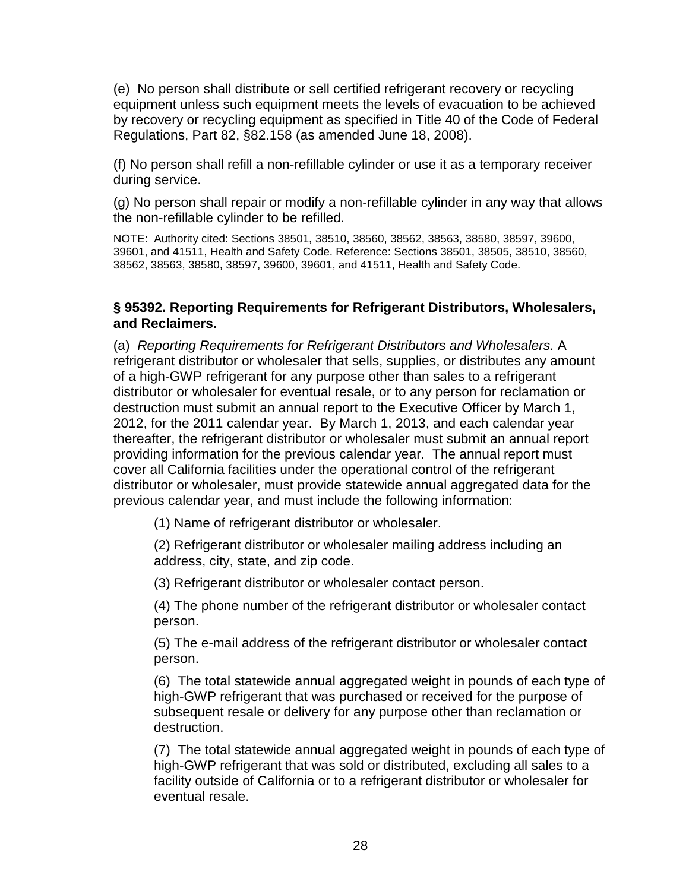(e) No person shall distribute or sell certified refrigerant recovery or recycling equipment unless such equipment meets the levels of evacuation to be achieved by recovery or recycling equipment as specified in Title 40 of the Code of Federal Regulations, Part 82, §82.158 (as amended June 18, 2008).

(f) No person shall refill a non-refillable cylinder or use it as a temporary receiver during service.

(g) No person shall repair or modify a non-refillable cylinder in any way that allows the non-refillable cylinder to be refilled.

NOTE: Authority cited: Sections 38501, 38510, 38560, 38562, 38563, 38580, 38597, 39600, 39601, and 41511, Health and Safety Code. Reference: Sections 38501, 38505, 38510, 38560, 38562, 38563, 38580, 38597, 39600, 39601, and 41511, Health and Safety Code.

### § 95392. Reporting Requirements for Refrigerant Distributors, Wholesalers, and Reclaimers.

(a) *Reporting Requirements for Refrigerant Distributors and Wholesalers.* A refrigerant distributor or wholesaler that sells, supplies, or distributes any amount of a high-GWP refrigerant for any purpose other than sales to a refrigerant distributor or wholesaler for eventual resale, or to any person for reclamation or destruction must submit an annual report to the Executive Officer by March 1, 2012, for the 2011 calendar year. By March 1, 2013, and each calendar year thereafter, the refrigerant distributor or wholesaler must submit an annual report providing information for the previous calendar year. The annual report must cover all California facilities under the operational control of the refrigerant distributor or wholesaler, must provide statewide annual aggregated data for the previous calendar year, and must include the following information:

(1) Name of refrigerant distributor or wholesaler.

(2) Refrigerant distributor or wholesaler mailing address including an address, city, state, and zip code.

(3) Refrigerant distributor or wholesaler contact person.

(4) The phone number of the refrigerant distributor or wholesaler contact person.

(5) The e-mail address of the refrigerant distributor or wholesaler contact person.

(6) The total statewide annual aggregated weight in pounds of each type of high-GWP refrigerant that was purchased or received for the purpose of subsequent resale or delivery for any purpose other than reclamation or destruction.

(7) The total statewide annual aggregated weight in pounds of each type of high-GWP refrigerant that was sold or distributed, excluding all sales to a facility outside of California or to a refrigerant distributor or wholesaler for eventual resale.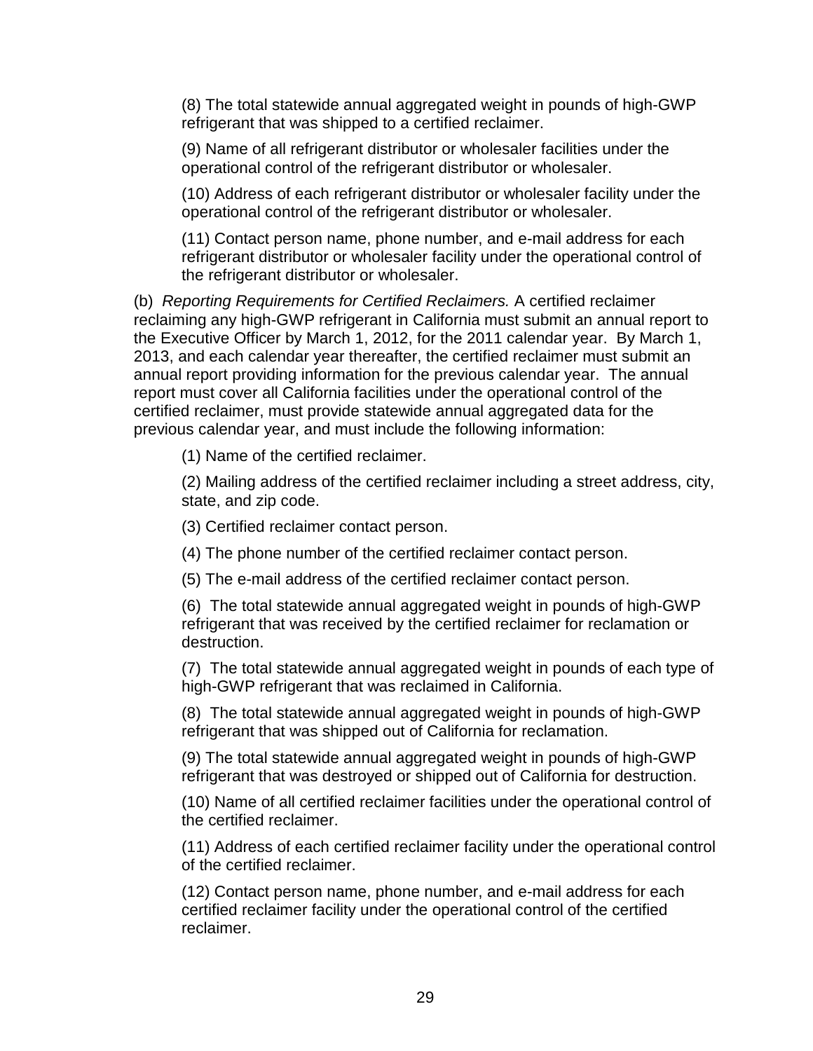(8) The total statewide annual aggregated weight in pounds of high-GWP refrigerant that was shipped to a certified reclaimer.

(9) Name of all refrigerant distributor or wholesaler facilities under the operational control of the refrigerant distributor or wholesaler.

(10) Address of each refrigerant distributor or wholesaler facility under the operational control of the refrigerant distributor or wholesaler.

(11) Contact person name, phone number, and e-mail address for each refrigerant distributor or wholesaler facility under the operational control of the refrigerant distributor or wholesaler.

(b) *Reporting Requirements for Certified Reclaimers.* A certified reclaimer reclaiming any high-GWP refrigerant in California must submit an annual report to the Executive Officer by March 1, 2012, for the 2011 calendar year. By March 1, 2013, and each calendar year thereafter, the certified reclaimer must submit an annual report providing information for the previous calendar year. The annual report must cover all California facilities under the operational control of the certified reclaimer, must provide statewide annual aggregated data for the previous calendar year, and must include the following information:

(1) Name of the certified reclaimer.

(2) Mailing address of the certified reclaimer including a street address, city, state, and zip code.

(3) Certified reclaimer contact person.

(4) The phone number of the certified reclaimer contact person.

(5) The e-mail address of the certified reclaimer contact person.

(6) The total statewide annual aggregated weight in pounds of high-GWP refrigerant that was received by the certified reclaimer for reclamation or destruction.

(7) The total statewide annual aggregated weight in pounds of each type of high-GWP refrigerant that was reclaimed in California.

(8) The total statewide annual aggregated weight in pounds of high-GWP refrigerant that was shipped out of California for reclamation.

(9) The total statewide annual aggregated weight in pounds of high-GWP refrigerant that was destroyed or shipped out of California for destruction.

(10) Name of all certified reclaimer facilities under the operational control of the certified reclaimer.

(11) Address of each certified reclaimer facility under the operational control of the certified reclaimer.

(12) Contact person name, phone number, and e-mail address for each certified reclaimer facility under the operational control of the certified reclaimer.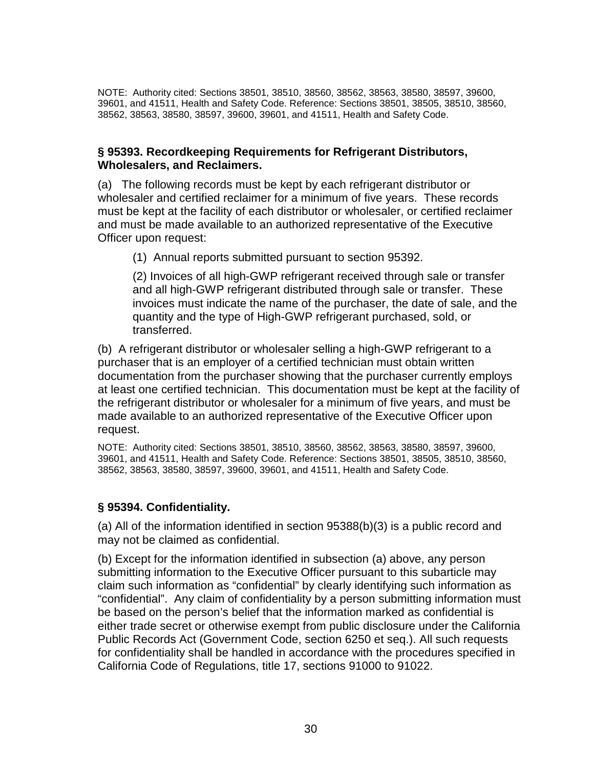NOTE: Authority cited: Sections 38501, 38510, 38560, 38562, 38563, 38580, 38597, 39600, 39601, and 41511, Health and Safety Code. Reference: Sections 38501, 38505, 38510, 38560, 38562, 38563, 38580, 38597, 39600, 39601, and 41511, Health and Safety Code.

### § 95393. Recordkeeping Requirements for Refrigerant Distributors, Wholesalers, and Reclaimers.

(a) The following records must be kept by each refrigerant distributor or wholesaler and certified reclaimer for a minimum of five years. These records must be kept at the facility of each distributor or wholesaler, or certified reclaimer and must be made available to an authorized representative of the Executive Officer upon request:

(1) Annual reports submitted pursuant to section 95392.

(2) Invoices of all high-GWP refrigerant received through sale or transfer and all high-GWP refrigerant distributed through sale or transfer. These invoices must indicate the name of the purchaser, the date of sale, and the quantity and the type of High-GWP refrigerant purchased, sold, or transferred.

(b) A refrigerant distributor or wholesaler selling a high-GWP refrigerant to a purchaser that is an employer of a certified technician must obtain written documentation from the purchaser showing that the purchaser currently employs at least one certified technician. This documentation must be kept at the facility of the refrigerant distributor or wholesaler for a minimum of five years, and must be made available to an authorized representative of the Executive Officer upon request.

NOTE: Authority cited: Sections 38501, 38510, 38560, 38562, 38563, 38580, 38597, 39600, 39601, and 41511, Health and Safety Code. Reference: Sections 38501, 38505, 38510, 38560, 38562, 38563, 38580, 38597, 39600, 39601, and 41511, Health and Safety Code.

### § 95394. Confidentiality.

(a) All of the information identified in section 95388(b)(3) is a public record and may not be claimed as confidential.

(b) Except for the information identified in subsection (a) above, any person submitting information to the Executive Officer pursuant to this subarticle may claim such information as "confidential" by clearly identifying such information as "confidential". Any claim of confidentiality by a person submitting information must be based on the person's belief that the information marked as confidential is either trade secret or otherwise exempt from public disclosure under the California Public Records Act (Government Code, section 6250 et seq.). All such requests for confidentiality shall be handled in accordance with the procedures specified in California Code of Regulations, title 17, sections 91000 to 91022.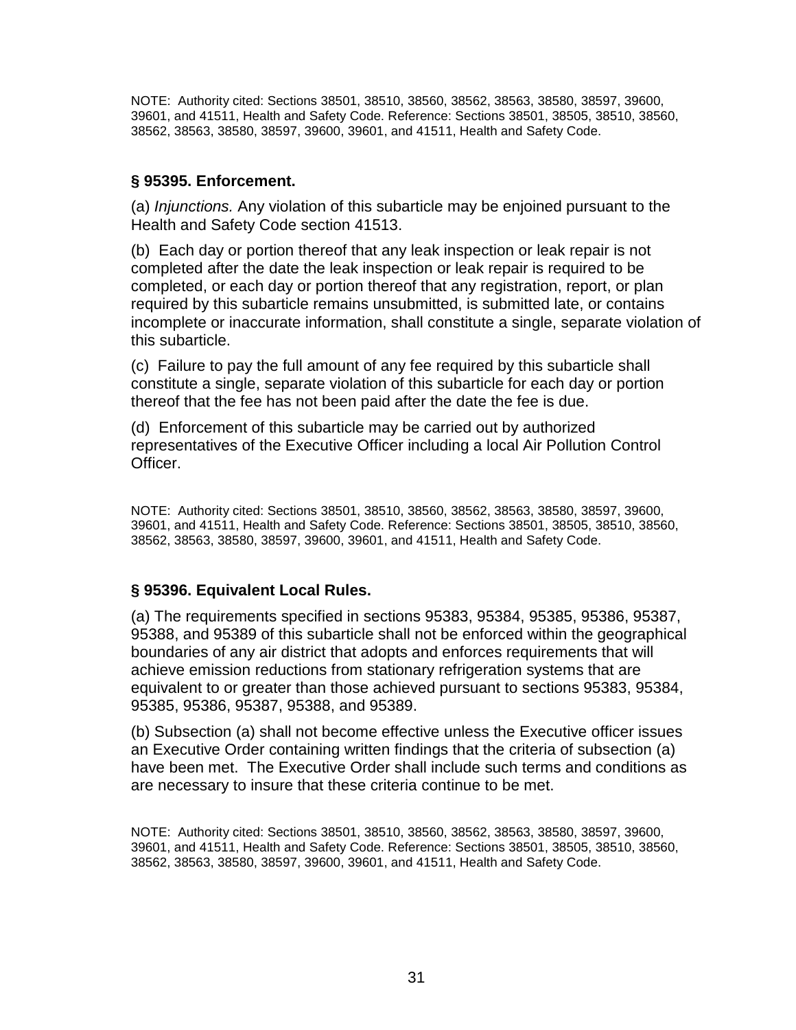NOTE: Authority cited: Sections 38501, 38510, 38560, 38562, 38563, 38580, 38597, 39600, 39601, and 41511, Health and Safety Code. Reference: Sections 38501, 38505, 38510, 38560, 38562, 38563, 38580, 38597, 39600, 39601, and 41511, Health and Safety Code.

### § 95395. Enforcement.

(a) *Injunctions.* Any violation of this subarticle may be enjoined pursuant to the Health and Safety Code section 41513.

(b) Each day or portion thereof that any leak inspection or leak repair is not completed after the date the leak inspection or leak repair is required to be completed, or each day or portion thereof that any registration, report, or plan required by this subarticle remains unsubmitted, is submitted late, or contains incomplete or inaccurate information, shall constitute a single, separate violation of this subarticle.

(c) Failure to pay the full amount of any fee required by this subarticle shall constitute a single, separate violation of this subarticle for each day or portion thereof that the fee has not been paid after the date the fee is due.

(d) Enforcement of this subarticle may be carried out by authorized representatives of the Executive Officer including a local Air Pollution Control Officer.

NOTE: Authority cited: Sections 38501, 38510, 38560, 38562, 38563, 38580, 38597, 39600, 39601, and 41511, Health and Safety Code. Reference: Sections 38501, 38505, 38510, 38560, 38562, 38563, 38580, 38597, 39600, 39601, and 41511, Health and Safety Code.

### § 95396. Equivalent Local Rules.

(a) The requirements specified in sections 95383, 95384, 95385, 95386, 95387, 95388, and 95389 of this subarticle shall not be enforced within the geographical boundaries of any air district that adopts and enforces requirements that will achieve emission reductions from stationary refrigeration systems that are equivalent to or greater than those achieved pursuant to sections 95383, 95384, 95385, 95386, 95387, 95388, and 95389.

(b) Subsection (a) shall not become effective unless the Executive officer issues an Executive Order containing written findings that the criteria of subsection (a) have been met. The Executive Order shall include such terms and conditions as are necessary to insure that these criteria continue to be met.

NOTE: Authority cited: Sections 38501, 38510, 38560, 38562, 38563, 38580, 38597, 39600, 39601, and 41511, Health and Safety Code. Reference: Sections 38501, 38505, 38510, 38560, 38562, 38563, 38580, 38597, 39600, 39601, and 41511, Health and Safety Code.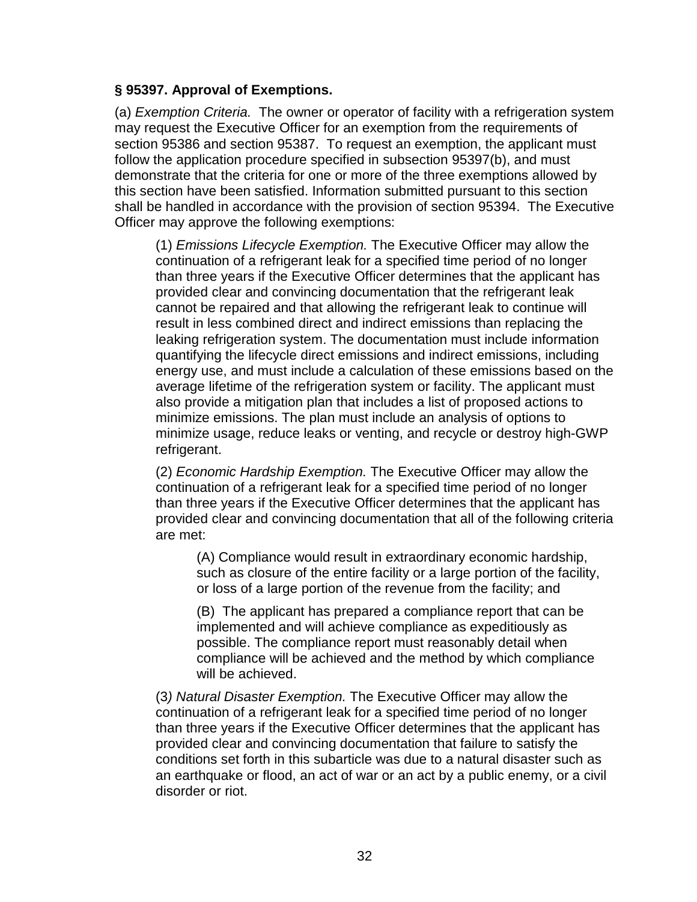**§ 95397. Approval of Exemptions.**

(a) *Exemption Criteria.* The owner or operator of facility with a refrigeration system may request the Executive Officer for an exemption from the requirements of section 95386 and section 95387. To request an exemption, the applicant must follow the application procedure specified in subsection 95397(b), and must demonstrate that the criteria for one or more of the three exemptions allowed by this section have been satisfied. Information submitted pursuant to this section shall be handled in accordance with the provision of section 95394. The Executive Officer may approve the following exemptions:

(1) *Emissions Lifecycle Exemption.* The Executive Officer may allow the continuation of a refrigerant leak for a specified time period of no longer than three years if the Executive Officer determines that the applicant has provided clear and convincing documentation that the refrigerant leak cannot be repaired and that allowing the refrigerant leak to continue will result in less combined direct and indirect emissions than replacing the leaking refrigeration system. The documentation must include information quantifying the lifecycle direct emissions and indirect emissions, including energy use, and must include a calculation of these emissions based on the average lifetime of the refrigeration system or facility. The applicant must also provide a mitigation plan that includes a list of proposed actions to minimize emissions. The plan must include an analysis of options to minimize usage, reduce leaks or venting, and recycle or destroy high-GWP refrigerant.

(2) *Economic Hardship Exemption.* The Executive Officer may allow the continuation of a refrigerant leak for a specified time period of no longer than three years if the Executive Officer determines that the applicant has provided clear and convincing documentation that all of the following criteria are met:

(A) Compliance would result in extraordinary economic hardship, such as closure of the entire facility or a large portion of the facility, or loss of a large portion of the revenue from the facility; and

(B) The applicant has prepared a compliance report that can be implemented and will achieve compliance as expeditiously as possible. The compliance report must reasonably detail when compliance will be achieved and the method by which compliance will be achieved.

(3) *Natural Disaster Exemption.* The Executive Officer may allow the continuation of a refrigerant leak for a specified time period of no longer than three years if the Executive Officer determines that the applicant has provided clear and convincing documentation that failure to satisfy the conditions set forth in this subarticle was due to a natural disaster such as an earthquake or flood, an act of war or an act by a public enemy, or a civil disorder or riot.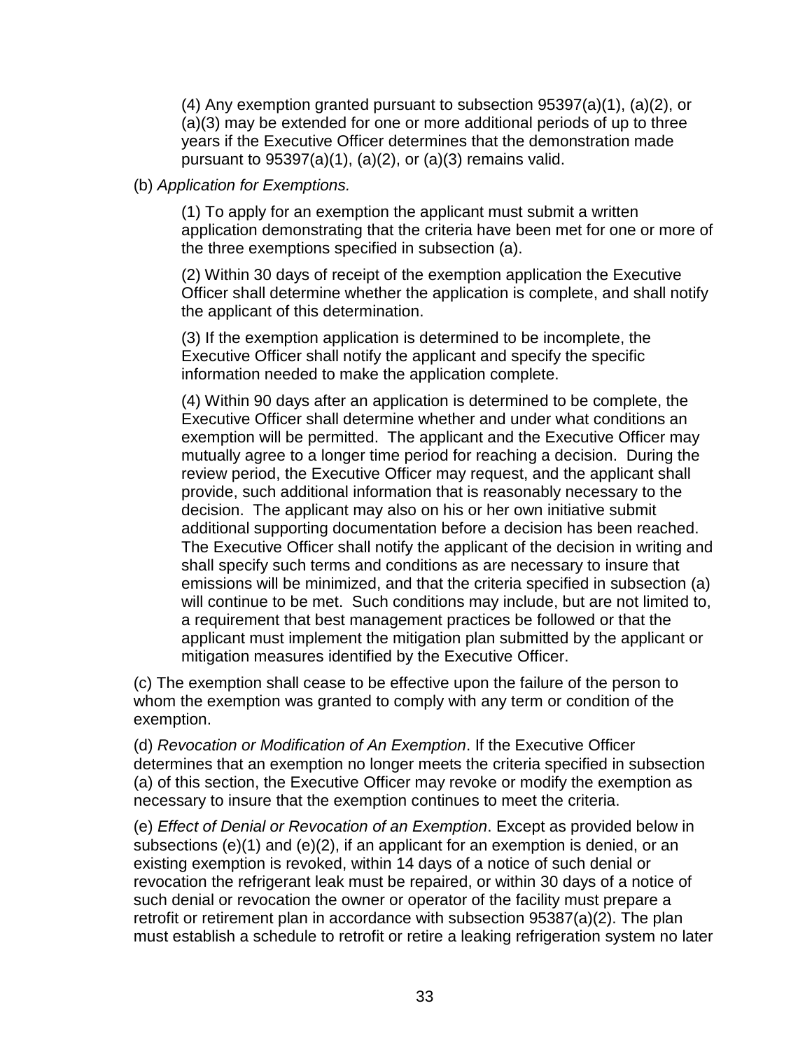(4) Any exemption granted pursuant to subsection 95397(a)(1), (a)(2), or (a)(3) may be extended for one or more additional periods of up to three years if the Executive Officer determines that the demonstration made pursuant to 95397(a)(1), (a)(2), or (a)(3) remains valid.

(b) *Application for Exemptions.*

(1) To apply for an exemption the applicant must submit a written application demonstrating that the criteria have been met for one or more of the three exemptions specified in subsection (a).

(2) Within 30 days of receipt of the exemption application the Executive Officer shall determine whether the application is complete, and shall notify the applicant of this determination.

(3) If the exemption application is determined to be incomplete, the Executive Officer shall notify the applicant and specify the specific information needed to make the application complete.

(4) Within 90 days after an application is determined to be complete, the Executive Officer shall determine whether and under what conditions an exemption will be permitted. The applicant and the Executive Officer may mutually agree to a longer time period for reaching a decision. During the review period, the Executive Officer may request, and the applicant shall provide, such additional information that is reasonably necessary to the decision. The applicant may also on his or her own initiative submit additional supporting documentation before a decision has been reached. The Executive Officer shall notify the applicant of the decision in writing and shall specify such terms and conditions as are necessary to insure that emissions will be minimized, and that the criteria specified in subsection (a) will continue to be met. Such conditions may include, but are not limited to, a requirement that best management practices be followed or that the applicant must implement the mitigation plan submitted by the applicant or mitigation measures identified by the Executive Officer.

(c) The exemption shall cease to be effective upon the failure of the person to whom the exemption was granted to comply with any term or condition of the exemption.

(d) *Revocation or Modification of An Exemption*. If the Executive Officer determines that an exemption no longer meets the criteria specified in subsection (a) of this section, the Executive Officer may revoke or modify the exemption as necessary to insure that the exemption continues to meet the criteria.

(e) *Effect of Denial or Revocation of an Exemption*. Except as provided below in subsections (e)(1) and (e)(2), if an applicant for an exemption is denied, or an existing exemption is revoked, within 14 days of a notice of such denial or revocation the refrigerant leak must be repaired, or within 30 days of a notice of such denial or revocation the owner or operator of the facility must prepare a retrofit or retirement plan in accordance with subsection 95387(a)(2). The plan must establish a schedule to retrofit or retire a leaking refrigeration system no later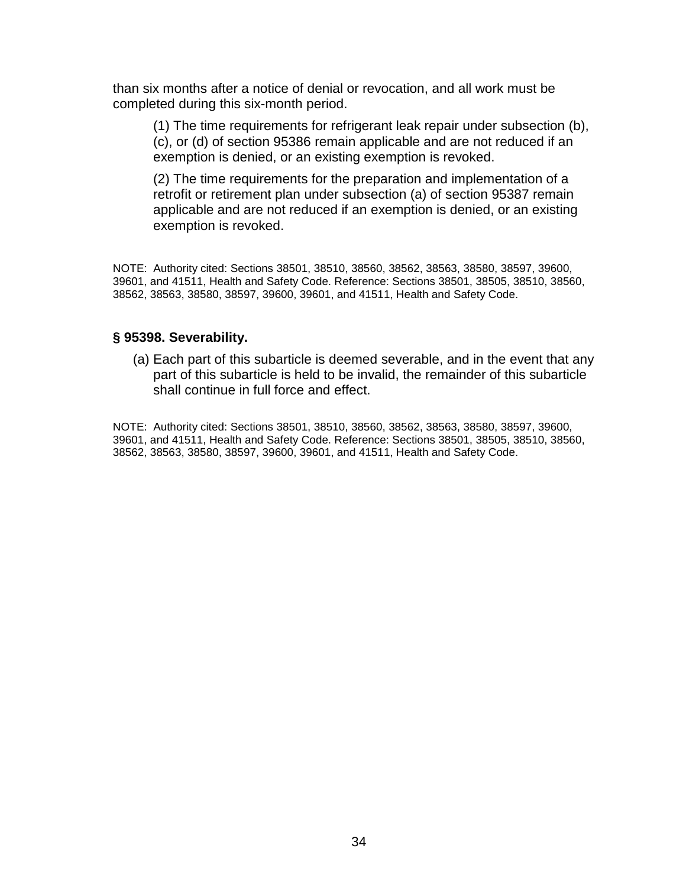than six months after a notice of denial or revocation, and all work must be completed during this six-month period.

(1) The time requirements for refrigerant leak repair under subsection (b), (c), or (d) of section 95386 remain applicable and are not reduced if an exemption is denied, or an existing exemption is revoked.

(2) The time requirements for the preparation and implementation of a retrofit or retirement plan under subsection (a) of section 95387 remain applicable and are not reduced if an exemption is denied, or an existing exemption is revoked.

NOTE: Authority cited: Sections 38501, 38510, 38560, 38562, 38563, 38580, 38597, 39600, 39601, and 41511, Health and Safety Code. Reference: Sections 38501, 38505, 38510, 38560, 38562, 38563, 38580, 38597, 39600, 39601, and 41511, Health and Safety Code.

**§ 95398. Severability.**

(a) Each part of this subarticle is deemed severable, and in the event that any part of this subarticle is held to be invalid, the remainder of this subarticle shall continue in full force and effect.

NOTE: Authority cited: Sections 38501, 38510, 38560, 38562, 38563, 38580, 38597, 39600, 39601, and 41511, Health and Safety Code. Reference: Sections 38501, 38505, 38510, 38560, 38562, 38563, 38580, 38597, 39600, 39601, and 41511, Health and Safety Code.